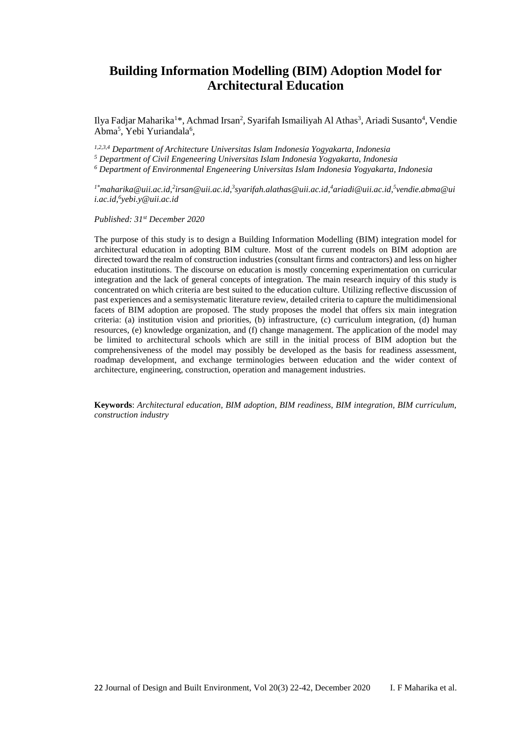# Building Information Modelling (BIM) Adoption Model for Architectural Education

Ilya Fadjar Maharika[1]*, Achmad Irsan[2], Syarifah Ismailiyah Al Athas[3], Ariadi Susanto[4], Vendie Abma[5], Yebi Yuriandala[6],

*[1,2,3,4] Department of Architecture Universitas Islam Indonesia Yogyakarta, Indonesia*
*[5] Department of Civil Engeneering Universitas Islam Indonesia Yogyakarta, Indonesia*
*[6] Department of Environmental Engeneering Universitas Islam Indonesia Yogyakarta, Indonesia*

*[1*]maharika@uii.ac.id,[2]irsan@uii.ac.id,[3]syarifah.alathas@uii.ac.id,[4]ariadi@uii.ac.id,[5]vendie.abma@uii.ac.id,[6]yebi.y@uii.ac.id*

*Published: 31st December 2020*

The purpose of this study is to design a Building Information Modelling (BIM) integration model for architectural education in adopting BIM culture. Most of the current models on BIM adoption are directed toward the realm of construction industries (consultant firms and contractors) and less on higher education institutions. The discourse on education is mostly concerning experimentation on curricular integration and the lack of general concepts of integration. The main research inquiry of this study is concentrated on which criteria are best suited to the education culture. Utilizing reflective discussion of past experiences and a semisystematic literature review, detailed criteria to capture the multidimensional facets of BIM adoption are proposed. The study proposes the model that offers six main integration criteria: (a) institution vision and priorities, (b) infrastructure, (c) curriculum integration, (d) human resources, (e) knowledge organization, and (f) change management. The application of the model may be limited to architectural schools which are still in the initial process of BIM adoption but the comprehensiveness of the model may possibly be developed as the basis for readiness assessment, roadmap development, and exchange terminologies between education and the wider context of architecture, engineering, construction, operation and management industries.

**Keywords**: *Architectural education, BIM adoption, BIM readiness, BIM integration, BIM curriculum, construction industry*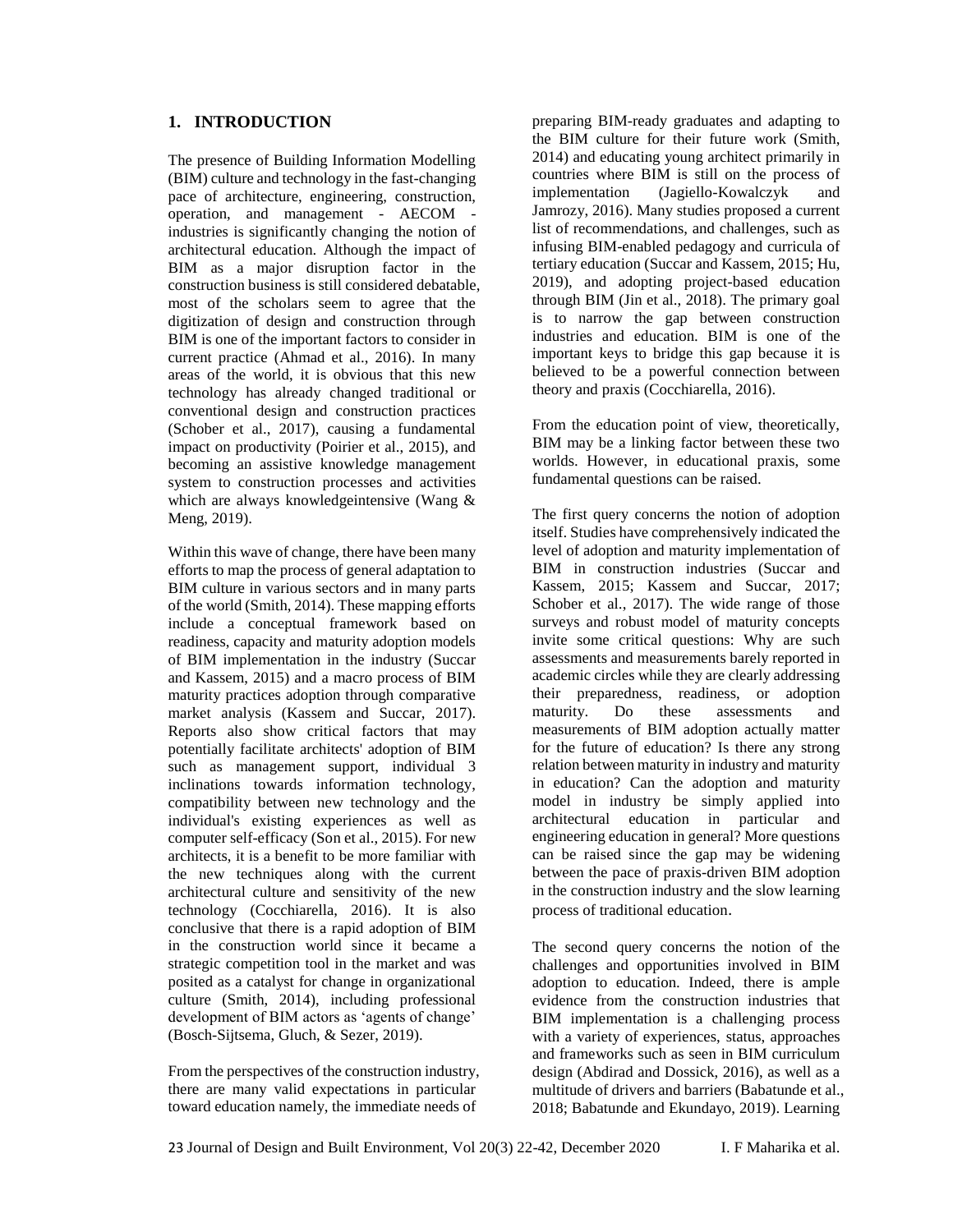## 1. INTRODUCTION

The presence of Building Information Modelling (BIM) culture and technology in the fast-changing pace of architecture, engineering, construction, operation, and management - AECOM - industries is significantly changing the notion of architectural education. Although the impact of BIM as a major disruption factor in the construction business is still considered debatable, most of the scholars seem to agree that the digitization of design and construction through BIM is one of the important factors to consider in current practice (Ahmad et al., 2016). In many areas of the world, it is obvious that this new technology has already changed traditional or conventional design and construction practices (Schober et al., 2017), causing a fundamental impact on productivity (Poirier et al., 2015), and becoming an assistive knowledge management system to construction processes and activities which are always knowledgeintensive (Wang & Meng, 2019).

Within this wave of change, there have been many efforts to map the process of general adaptation to BIM culture in various sectors and in many parts of the world (Smith, 2014). These mapping efforts include a conceptual framework based on readiness, capacity and maturity adoption models of BIM implementation in the industry (Succar and Kassem, 2015) and a macro process of BIM maturity practices adoption through comparative market analysis (Kassem and Succar, 2017). Reports also show critical factors that may potentially facilitate architects' adoption of BIM such as management support, individual 3 inclinations towards information technology, compatibility between new technology and the individual's existing experiences as well as computer self-efficacy (Son et al., 2015). For new architects, it is a benefit to be more familiar with the new techniques along with the current architectural culture and sensitivity of the new technology (Cocchiarella, 2016). It is also conclusive that there is a rapid adoption of BIM in the construction world since it became a strategic competition tool in the market and was posited as a catalyst for change in organizational culture (Smith, 2014), including professional development of BIM actors as 'agents of change' (Bosch-Sijtsema, Gluch, & Sezer, 2019).

From the perspectives of the construction industry, there are many valid expectations in particular toward education namely, the immediate needs of preparing BIM-ready graduates and adapting to the BIM culture for their future work (Smith, 2014) and educating young architect primarily in countries where BIM is still on the process of implementation (Jagiello-Kowalczyk and Jamrozy, 2016). Many studies proposed a current list of recommendations, and challenges, such as infusing BIM-enabled pedagogy and curricula of tertiary education (Succar and Kassem, 2015; Hu, 2019), and adopting project-based education through BIM (Jin et al., 2018). The primary goal is to narrow the gap between construction industries and education. BIM is one of the important keys to bridge this gap because it is believed to be a powerful connection between theory and praxis (Cocchiarella, 2016).

From the education point of view, theoretically, BIM may be a linking factor between these two worlds. However, in educational praxis, some fundamental questions can be raised.

The first query concerns the notion of adoption itself. Studies have comprehensively indicated the level of adoption and maturity implementation of BIM in construction industries (Succar and Kassem, 2015; Kassem and Succar, 2017; Schober et al., 2017). The wide range of those surveys and robust model of maturity concepts invite some critical questions: Why are such assessments and measurements barely reported in academic circles while they are clearly addressing their preparedness, readiness, or adoption maturity. Do these assessments and measurements of BIM adoption actually matter for the future of education? Is there any strong relation between maturity in industry and maturity in education? Can the adoption and maturity model in industry be simply applied into architectural education in particular and engineering education in general? More questions can be raised since the gap may be widening between the pace of praxis-driven BIM adoption in the construction industry and the slow learning process of traditional education.

The second query concerns the notion of the challenges and opportunities involved in BIM adoption to education. Indeed, there is ample evidence from the construction industries that BIM implementation is a challenging process with a variety of experiences, status, approaches and frameworks such as seen in BIM curriculum design (Abdirad and Dossick, 2016), as well as a multitude of drivers and barriers (Babatunde et al., 2018; Babatunde and Ekundayo, 2019). Learning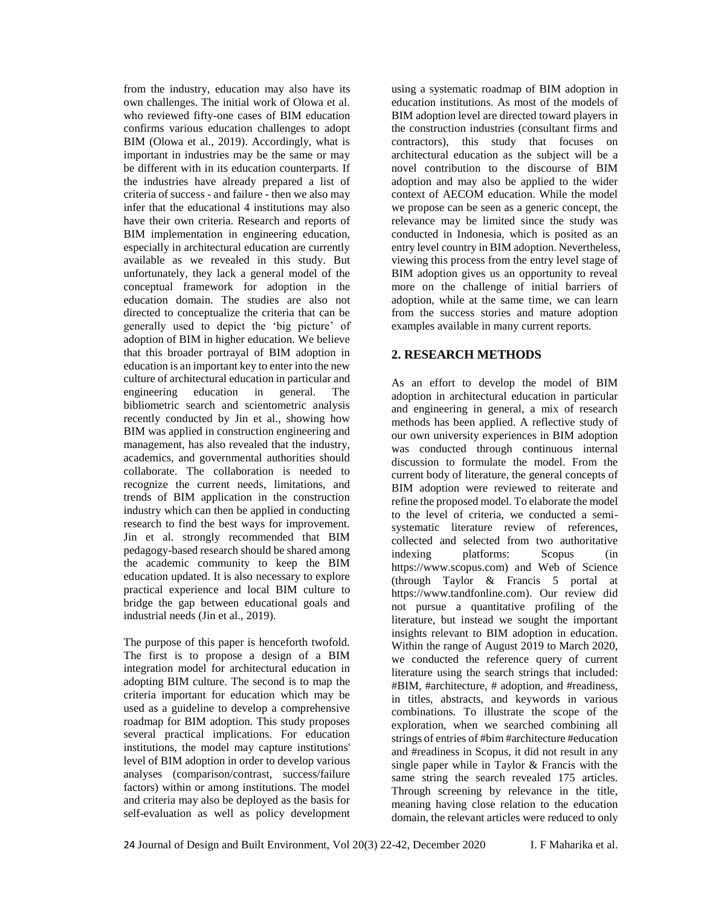from the industry, education may also have its own challenges. The initial work of Olowa et al. who reviewed fifty-one cases of BIM education confirms various education challenges to adopt BIM (Olowa et al., 2019). Accordingly, what is important in industries may be the same or may be different with in its education counterparts. If the industries have already prepared a list of criteria of success - and failure - then we also may infer that the educational 4 institutions may also have their own criteria. Research and reports of BIM implementation in engineering education, especially in architectural education are currently available as we revealed in this study. But unfortunately, they lack a general model of the conceptual framework for adoption in the education domain. The studies are also not directed to conceptualize the criteria that can be generally used to depict the 'big picture' of adoption of BIM in higher education. We believe that this broader portrayal of BIM adoption in education is an important key to enter into the new culture of architectural education in particular and engineering education in general. The bibliometric search and scientometric analysis recently conducted by Jin et al., showing how BIM was applied in construction engineering and management, has also revealed that the industry, academics, and governmental authorities should collaborate. The collaboration is needed to recognize the current needs, limitations, and trends of BIM application in the construction industry which can then be applied in conducting research to find the best ways for improvement. Jin et al. strongly recommended that BIM pedagogy-based research should be shared among the academic community to keep the BIM education updated. It is also necessary to explore practical experience and local BIM culture to bridge the gap between educational goals and industrial needs (Jin et al., 2019).

The purpose of this paper is henceforth twofold. The first is to propose a design of a BIM integration model for architectural education in adopting BIM culture. The second is to map the criteria important for education which may be used as a guideline to develop a comprehensive roadmap for BIM adoption. This study proposes several practical implications. For education institutions, the model may capture institutions' level of BIM adoption in order to develop various analyses (comparison/contrast, success/failure factors) within or among institutions. The model and criteria may also be deployed as the basis for self-evaluation as well as policy development using a systematic roadmap of BIM adoption in education institutions. As most of the models of BIM adoption level are directed toward players in the construction industries (consultant firms and contractors), this study that focuses on architectural education as the subject will be a novel contribution to the discourse of BIM adoption and may also be applied to the wider context of AECOM education. While the model we propose can be seen as a generic concept, the relevance may be limited since the study was conducted in Indonesia, which is posited as an entry level country in BIM adoption. Nevertheless, viewing this process from the entry level stage of BIM adoption gives us an opportunity to reveal more on the challenge of initial barriers of adoption, while at the same time, we can learn from the success stories and mature adoption examples available in many current reports.

## 2. RESEARCH METHODS

As an effort to develop the model of BIM adoption in architectural education in particular and engineering in general, a mix of research methods has been applied. A reflective study of our own university experiences in BIM adoption was conducted through continuous internal discussion to formulate the model. From the current body of literature, the general concepts of BIM adoption were reviewed to reiterate and refine the proposed model. To elaborate the model to the level of criteria, we conducted a semi-systematic literature review of references, collected and selected from two authoritative indexing platforms: Scopus (in https://www.scopus.com) and Web of Science (through Taylor & Francis 5 portal at https://www.tandfonline.com). Our review did not pursue a quantitative profiling of the literature, but instead we sought the important insights relevant to BIM adoption in education. Within the range of August 2019 to March 2020, we conducted the reference query of current literature using the search strings that included: #BIM, #architecture, # adoption, and #readiness, in titles, abstracts, and keywords in various combinations. To illustrate the scope of the exploration, when we searched combining all strings of entries of #bim #architecture #education and #readiness in Scopus, it did not result in any single paper while in Taylor & Francis with the same string the search revealed 175 articles. Through screening by relevance in the title, meaning having close relation to the education domain, the relevant articles were reduced to only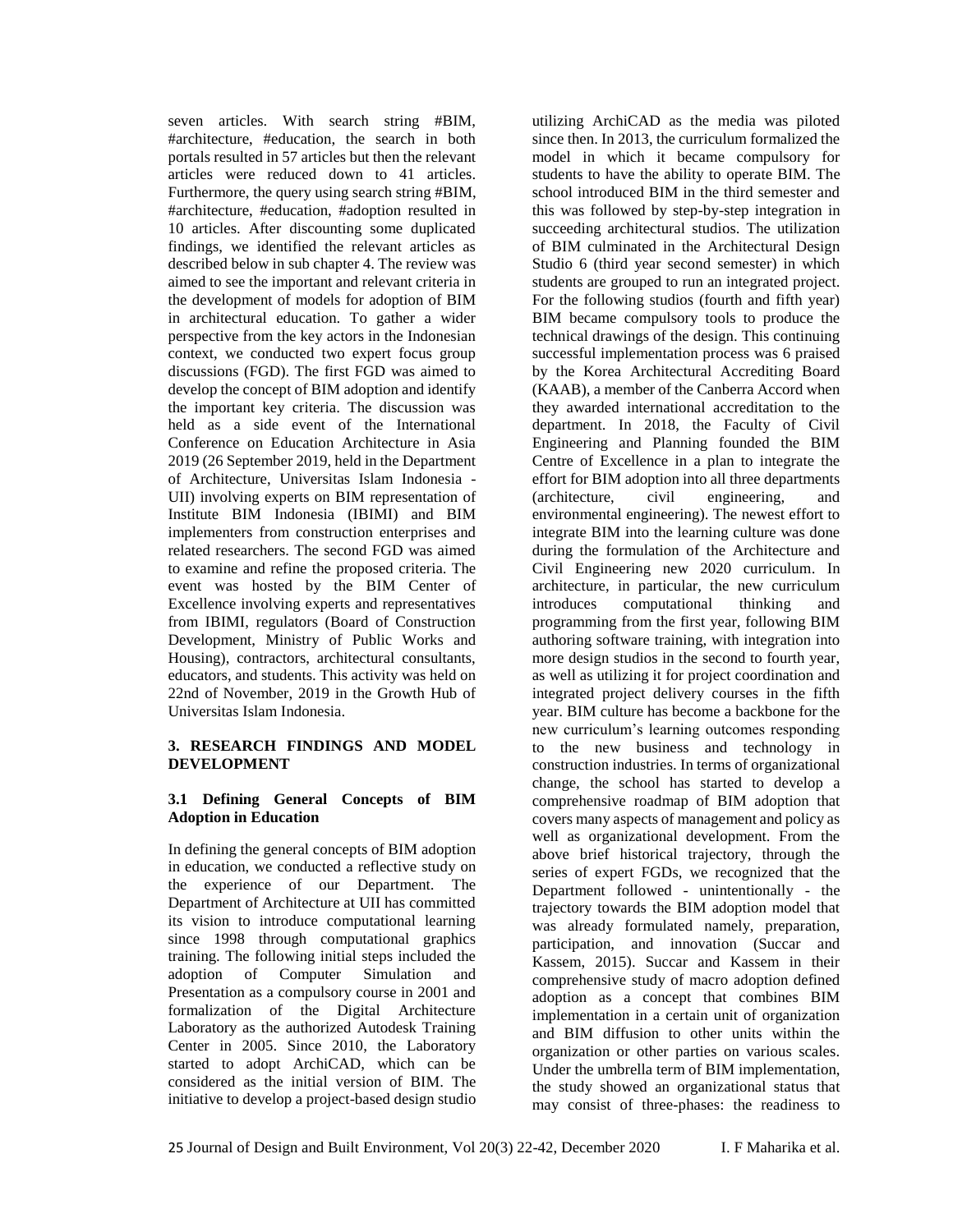seven articles. With search string #BIM, #architecture, #education, the search in both portals resulted in 57 articles but then the relevant articles were reduced down to 41 articles. Furthermore, the query using search string #BIM, #architecture, #education, #adoption resulted in 10 articles. After discounting some duplicated findings, we identified the relevant articles as described below in sub chapter 4. The review was aimed to see the important and relevant criteria in the development of models for adoption of BIM in architectural education. To gather a wider perspective from the key actors in the Indonesian context, we conducted two expert focus group discussions (FGD). The first FGD was aimed to develop the concept of BIM adoption and identify the important key criteria. The discussion was held as a side event of the International Conference on Education Architecture in Asia 2019 (26 September 2019, held in the Department of Architecture, Universitas Islam Indonesia - UII) involving experts on BIM representation of Institute BIM Indonesia (IBIMI) and BIM implementers from construction enterprises and related researchers. The second FGD was aimed to examine and refine the proposed criteria. The event was hosted by the BIM Center of Excellence involving experts and representatives from IBIMI, regulators (Board of Construction Development, Ministry of Public Works and Housing), contractors, architectural consultants, educators, and students. This activity was held on 22nd of November, 2019 in the Growth Hub of Universitas Islam Indonesia.

## 3. RESEARCH FINDINGS AND MODEL DEVELOPMENT

### 3.1 Defining General Concepts of BIM Adoption in Education

In defining the general concepts of BIM adoption in education, we conducted a reflective study on the experience of our Department. The Department of Architecture at UII has committed its vision to introduce computational learning since 1998 through computational graphics training. The following initial steps included the adoption of Computer Simulation and Presentation as a compulsory course in 2001 and formalization of the Digital Architecture Laboratory as the authorized Autodesk Training Center in 2005. Since 2010, the Laboratory started to adopt ArchiCAD, which can be considered as the initial version of BIM. The initiative to develop a project-based design studio utilizing ArchiCAD as the media was piloted since then. In 2013, the curriculum formalized the model in which it became compulsory for students to have the ability to operate BIM. The school introduced BIM in the third semester and this was followed by step-by-step integration in succeeding architectural studios. The utilization of BIM culminated in the Architectural Design Studio 6 (third year second semester) in which students are grouped to run an integrated project. For the following studios (fourth and fifth year) BIM became compulsory tools to produce the technical drawings of the design. This continuing successful implementation process was 6 praised by the Korea Architectural Accrediting Board (KAAB), a member of the Canberra Accord when they awarded international accreditation to the department. In 2018, the Faculty of Civil Engineering and Planning founded the BIM Centre of Excellence in a plan to integrate the effort for BIM adoption into all three departments (architecture, civil engineering, and environmental engineering). The newest effort to integrate BIM into the learning culture was done during the formulation of the Architecture and Civil Engineering new 2020 curriculum. In architecture, in particular, the new curriculum introduces computational thinking and programming from the first year, following BIM authoring software training, with integration into more design studios in the second to fourth year, as well as utilizing it for project coordination and integrated project delivery courses in the fifth year. BIM culture has become a backbone for the new curriculum's learning outcomes responding to the new business and technology in construction industries. In terms of organizational change, the school has started to develop a comprehensive roadmap of BIM adoption that covers many aspects of management and policy as well as organizational development. From the above brief historical trajectory, through the series of expert FGDs, we recognized that the Department followed - unintentionally - the trajectory towards the BIM adoption model that was already formulated namely, preparation, participation, and innovation (Succar and Kassem, 2015). Succar and Kassem in their comprehensive study of macro adoption defined adoption as a concept that combines BIM implementation in a certain unit of organization and BIM diffusion to other units within the organization or other parties on various scales. Under the umbrella term of BIM implementation, the study showed an organizational status that may consist of three-phases: the readiness to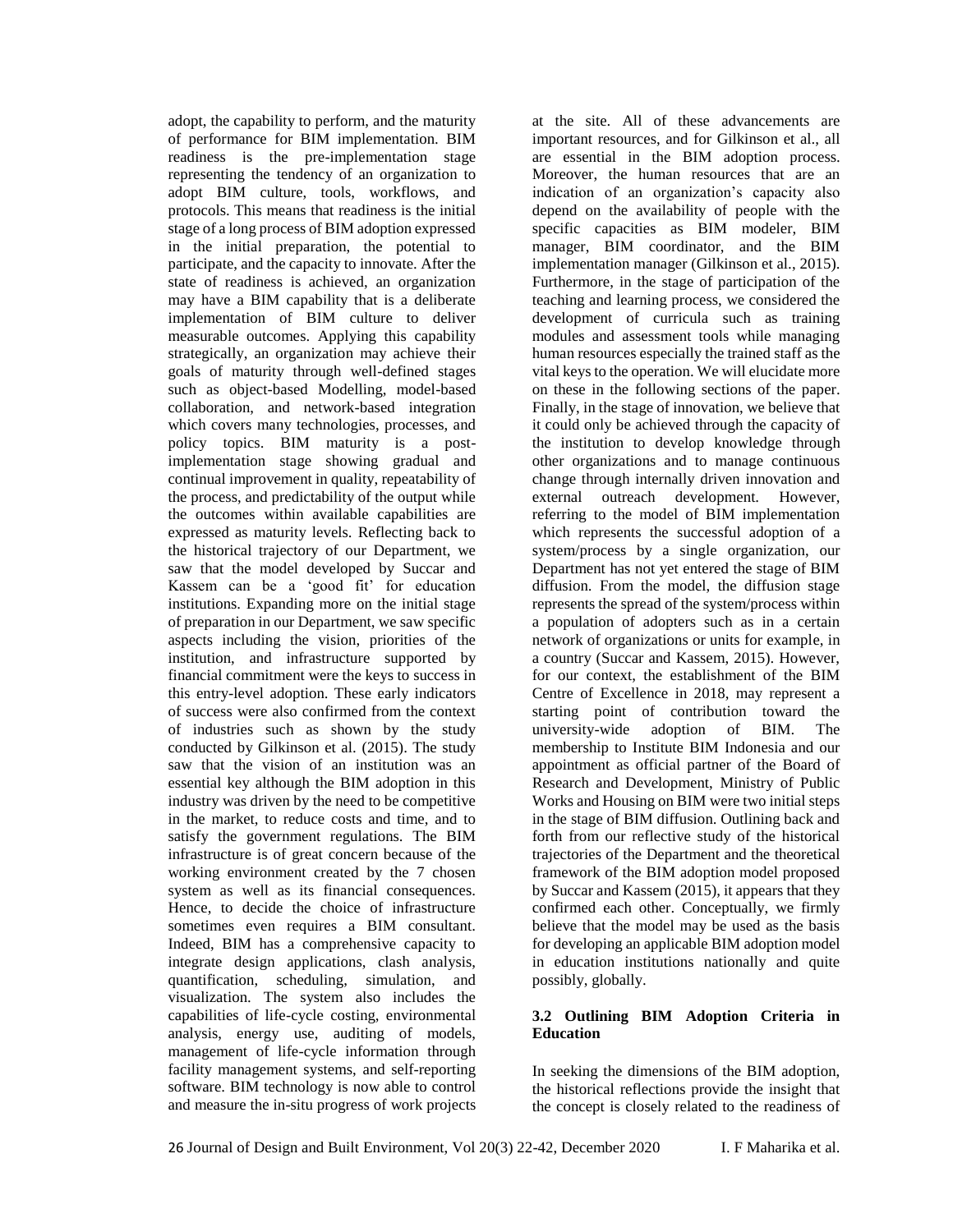adopt, the capability to perform, and the maturity of performance for BIM implementation. BIM readiness is the pre-implementation stage representing the tendency of an organization to adopt BIM culture, tools, workflows, and protocols. This means that readiness is the initial stage of a long process of BIM adoption expressed in the initial preparation, the potential to participate, and the capacity to innovate. After the state of readiness is achieved, an organization may have a BIM capability that is a deliberate implementation of BIM culture to deliver measurable outcomes. Applying this capability strategically, an organization may achieve their goals of maturity through well-defined stages such as object-based Modelling, model-based collaboration, and network-based integration which covers many technologies, processes, and policy topics. BIM maturity is a post-implementation stage showing gradual and continual improvement in quality, repeatability of the process, and predictability of the output while the outcomes within available capabilities are expressed as maturity levels. Reflecting back to the historical trajectory of our Department, we saw that the model developed by Succar and Kassem can be a 'good fit' for education institutions. Expanding more on the initial stage of preparation in our Department, we saw specific aspects including the vision, priorities of the institution, and infrastructure supported by financial commitment were the keys to success in this entry-level adoption. These early indicators of success were also confirmed from the context of industries such as shown by the study conducted by Gilkinson et al. (2015). The study saw that the vision of an institution was an essential key although the BIM adoption in this industry was driven by the need to be competitive in the market, to reduce costs and time, and to satisfy the government regulations. The BIM infrastructure is of great concern because of the working environment created by the 7 chosen system as well as its financial consequences. Hence, to decide the choice of infrastructure sometimes even requires a BIM consultant. Indeed, BIM has a comprehensive capacity to integrate design applications, clash analysis, quantification, scheduling, simulation, and visualization. The system also includes the capabilities of life-cycle costing, environmental analysis, energy use, auditing of models, management of life-cycle information through facility management systems, and self-reporting software. BIM technology is now able to control and measure the in-situ progress of work projects at the site. All of these advancements are important resources, and for Gilkinson et al., all are essential in the BIM adoption process. Moreover, the human resources that are an indication of an organization's capacity also depend on the availability of people with the specific capacities as BIM modeler, BIM manager, BIM coordinator, and the BIM implementation manager (Gilkinson et al., 2015). Furthermore, in the stage of participation of the teaching and learning process, we considered the development of curricula such as training modules and assessment tools while managing human resources especially the trained staff as the vital keys to the operation. We will elucidate more on these in the following sections of the paper. Finally, in the stage of innovation, we believe that it could only be achieved through the capacity of the institution to develop knowledge through other organizations and to manage continuous change through internally driven innovation and external outreach development. However, referring to the model of BIM implementation which represents the successful adoption of a system/process by a single organization, our Department has not yet entered the stage of BIM diffusion. From the model, the diffusion stage represents the spread of the system/process within a population of adopters such as in a certain network of organizations or units for example, in a country (Succar and Kassem, 2015). However, for our context, the establishment of the BIM Centre of Excellence in 2018, may represent a starting point of contribution toward the university-wide adoption of BIM. The membership to Institute BIM Indonesia and our appointment as official partner of the Board of Research and Development, Ministry of Public Works and Housing on BIM were two initial steps in the stage of BIM diffusion. Outlining back and forth from our reflective study of the historical trajectories of the Department and the theoretical framework of the BIM adoption model proposed by Succar and Kassem (2015), it appears that they confirmed each other. Conceptually, we firmly believe that the model may be used as the basis for developing an applicable BIM adoption model in education institutions nationally and quite possibly, globally.

### 3.2 Outlining BIM Adoption Criteria in Education

In seeking the dimensions of the BIM adoption, the historical reflections provide the insight that the concept is closely related to the readiness of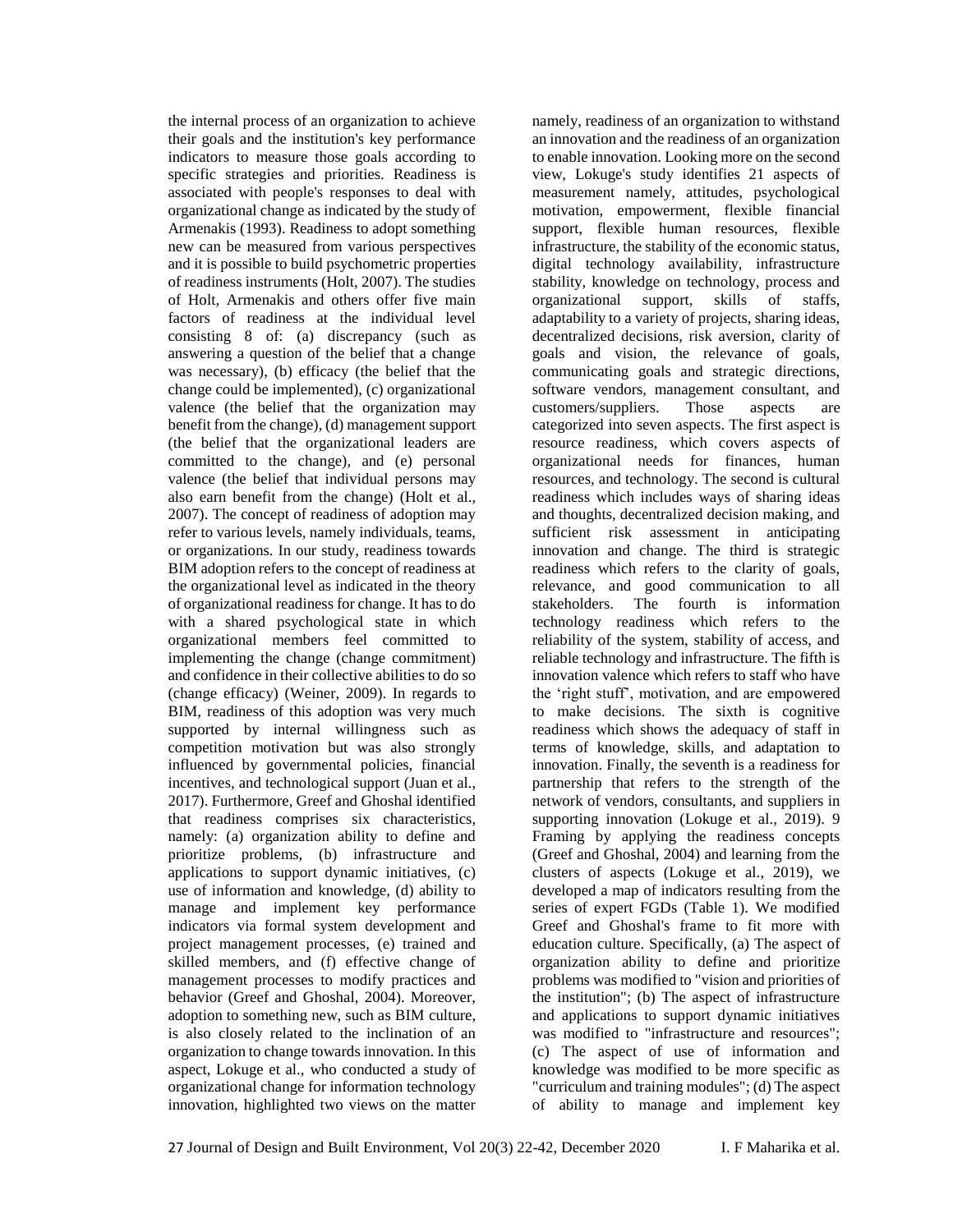the internal process of an organization to achieve their goals and the institution's key performance indicators to measure those goals according to specific strategies and priorities. Readiness is associated with people's responses to deal with organizational change as indicated by the study of Armenakis (1993). Readiness to adopt something new can be measured from various perspectives and it is possible to build psychometric properties of readiness instruments (Holt, 2007). The studies of Holt, Armenakis and others offer five main factors of readiness at the individual level consisting 8 of: (a) discrepancy (such as answering a question of the belief that a change was necessary), (b) efficacy (the belief that the change could be implemented), (c) organizational valence (the belief that the organization may benefit from the change), (d) management support (the belief that the organizational leaders are committed to the change), and (e) personal valence (the belief that individual persons may also earn benefit from the change) (Holt et al., 2007). The concept of readiness of adoption may refer to various levels, namely individuals, teams, or organizations. In our study, readiness towards BIM adoption refers to the concept of readiness at the organizational level as indicated in the theory of organizational readiness for change. It has to do with a shared psychological state in which organizational members feel committed to implementing the change (change commitment) and confidence in their collective abilities to do so (change efficacy) (Weiner, 2009). In regards to BIM, readiness of this adoption was very much supported by internal willingness such as competition motivation but was also strongly influenced by governmental policies, financial incentives, and technological support (Juan et al., 2017). Furthermore, Greef and Ghoshal identified that readiness comprises six characteristics, namely: (a) organization ability to define and prioritize problems, (b) infrastructure and applications to support dynamic initiatives, (c) use of information and knowledge, (d) ability to manage and implement key performance indicators via formal system development and project management processes, (e) trained and skilled members, and (f) effective change of management processes to modify practices and behavior (Greef and Ghoshal, 2004). Moreover, adoption to something new, such as BIM culture, is also closely related to the inclination of an organization to change towards innovation. In this aspect, Lokuge et al., who conducted a study of organizational change for information technology innovation, highlighted two views on the matter namely, readiness of an organization to withstand an innovation and the readiness of an organization to enable innovation. Looking more on the second view, Lokuge's study identifies 21 aspects of measurement namely, attitudes, psychological motivation, empowerment, flexible financial support, flexible human resources, flexible infrastructure, the stability of the economic status, digital technology availability, infrastructure stability, knowledge on technology, process and organizational support, skills of staffs, adaptability to a variety of projects, sharing ideas, decentralized decisions, risk aversion, clarity of goals and vision, the relevance of goals, communicating goals and strategic directions, software vendors, management consultant, and customers/suppliers. Those aspects are categorized into seven aspects. The first aspect is resource readiness, which covers aspects of organizational needs for finances, human resources, and technology. The second is cultural readiness which includes ways of sharing ideas and thoughts, decentralized decision making, and sufficient risk assessment in anticipating innovation and change. The third is strategic readiness which refers to the clarity of goals, relevance, and good communication to all stakeholders. The fourth is information technology readiness which refers to the reliability of the system, stability of access, and reliable technology and infrastructure. The fifth is innovation valence which refers to staff who have the 'right stuff', motivation, and are empowered to make decisions. The sixth is cognitive readiness which shows the adequacy of staff in terms of knowledge, skills, and adaptation to innovation. Finally, the seventh is a readiness for partnership that refers to the strength of the network of vendors, consultants, and suppliers in supporting innovation (Lokuge et al., 2019). 9 Framing by applying the readiness concepts (Greef and Ghoshal, 2004) and learning from the clusters of aspects (Lokuge et al., 2019), we developed a map of indicators resulting from the series of expert FGDs (Table 1). We modified Greef and Ghoshal's frame to fit more with education culture. Specifically, (a) The aspect of organization ability to define and prioritize problems was modified to "vision and priorities of the institution"; (b) The aspect of infrastructure and applications to support dynamic initiatives was modified to "infrastructure and resources"; (c) The aspect of use of information and knowledge was modified to be more specific as "curriculum and training modules"; (d) The aspect of ability to manage and implement key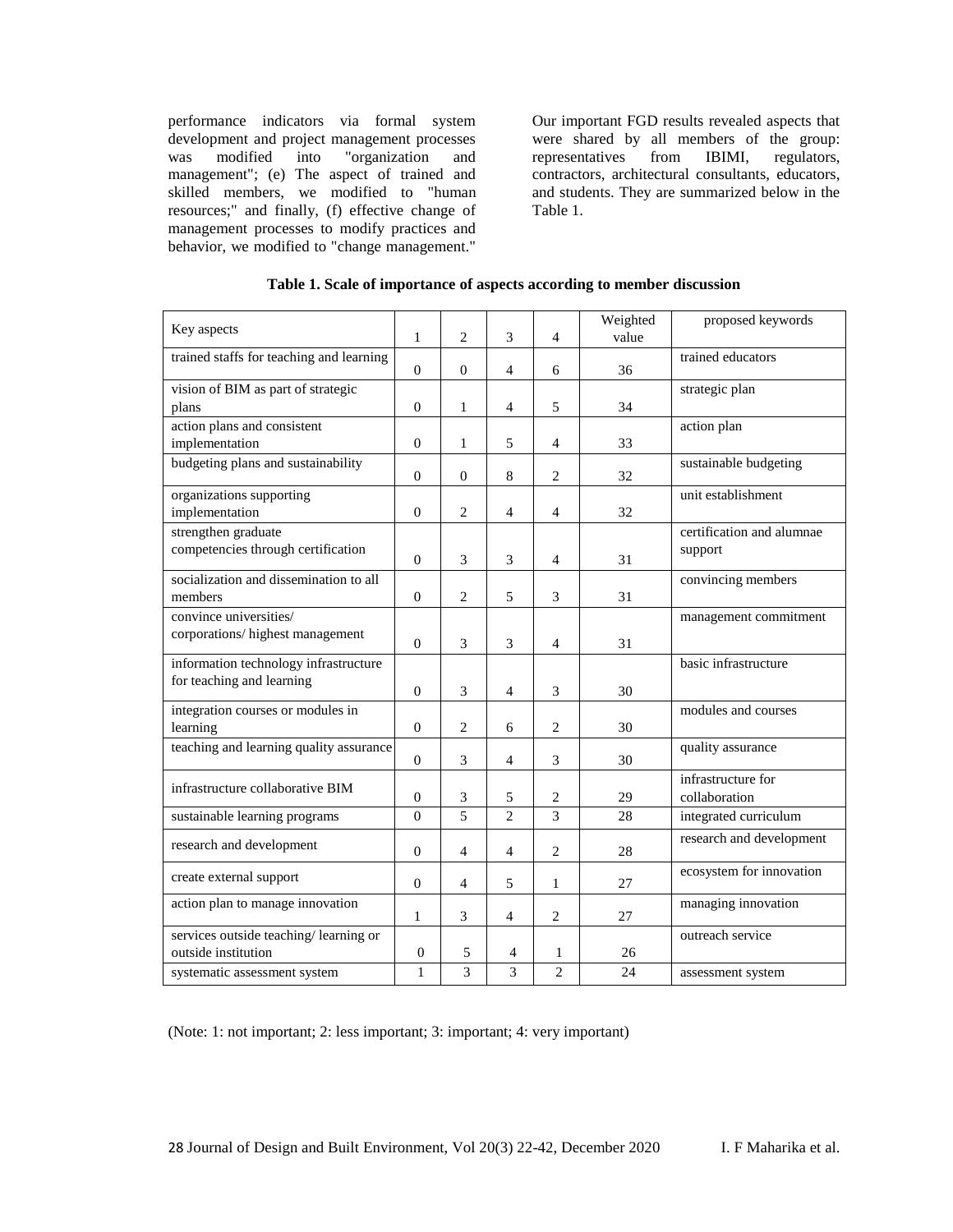performance indicators via formal system development and project management processes was modified into "organization and management"; (e) The aspect of trained and skilled members, we modified to "human resources;" and finally, (f) effective change of management processes to modify practices and behavior, we modified to "change management."

Our important FGD results revealed aspects that were shared by all members of the group: representatives from IBIMI, regulators, contractors, architectural consultants, educators, and students. They are summarized below in the Table 1.

**Table 1. Scale of importance of aspects according to member discussion**

| Key aspects | 1 | 2 | 3 | 4 | Weighted value | proposed keywords |
|---|---|---|---|---|---|---|
| trained staffs for teaching and learning | 0 | 0 | 4 | 6 | 36 | trained educators |
| vision of BIM as part of strategic plans | 0 | 1 | 4 | 5 | 34 | strategic plan |
| action plans and consistent implementation | 0 | 1 | 5 | 4 | 33 | action plan |
| budgeting plans and sustainability | 0 | 0 | 8 | 2 | 32 | sustainable budgeting |
| organizations supporting implementation | 0 | 2 | 4 | 4 | 32 | unit establishment |
| strengthen graduate competencies through certification | 0 | 3 | 3 | 4 | 31 | certification and alumnae support |
| socialization and dissemination to all members | 0 | 2 | 5 | 3 | 31 | convincing members |
| convince universities/ corporations/ highest management | 0 | 3 | 3 | 4 | 31 | management commitment |
| information technology infrastructure for teaching and learning | 0 | 3 | 4 | 3 | 30 | basic infrastructure |
| integration courses or modules in learning | 0 | 2 | 6 | 2 | 30 | modules and courses |
| teaching and learning quality assurance | 0 | 3 | 4 | 3 | 30 | quality assurance |
| infrastructure collaborative BIM | 0 | 3 | 5 | 2 | 29 | infrastructure for collaboration |
| sustainable learning programs | 0 | 5 | 2 | 3 | 28 | integrated curriculum |
| research and development | 0 | 4 | 4 | 2 | 28 | research and development |
| create external support | 0 | 4 | 5 | 1 | 27 | ecosystem for innovation |
| action plan to manage innovation | 1 | 3 | 4 | 2 | 27 | managing innovation |
| services outside teaching/ learning or outside institution | 0 | 5 | 4 | 1 | 26 | outreach service |
| systematic assessment system | 1 | 3 | 3 | 2 | 24 | assessment system |

(Note: 1: not important; 2: less important; 3: important; 4: very important)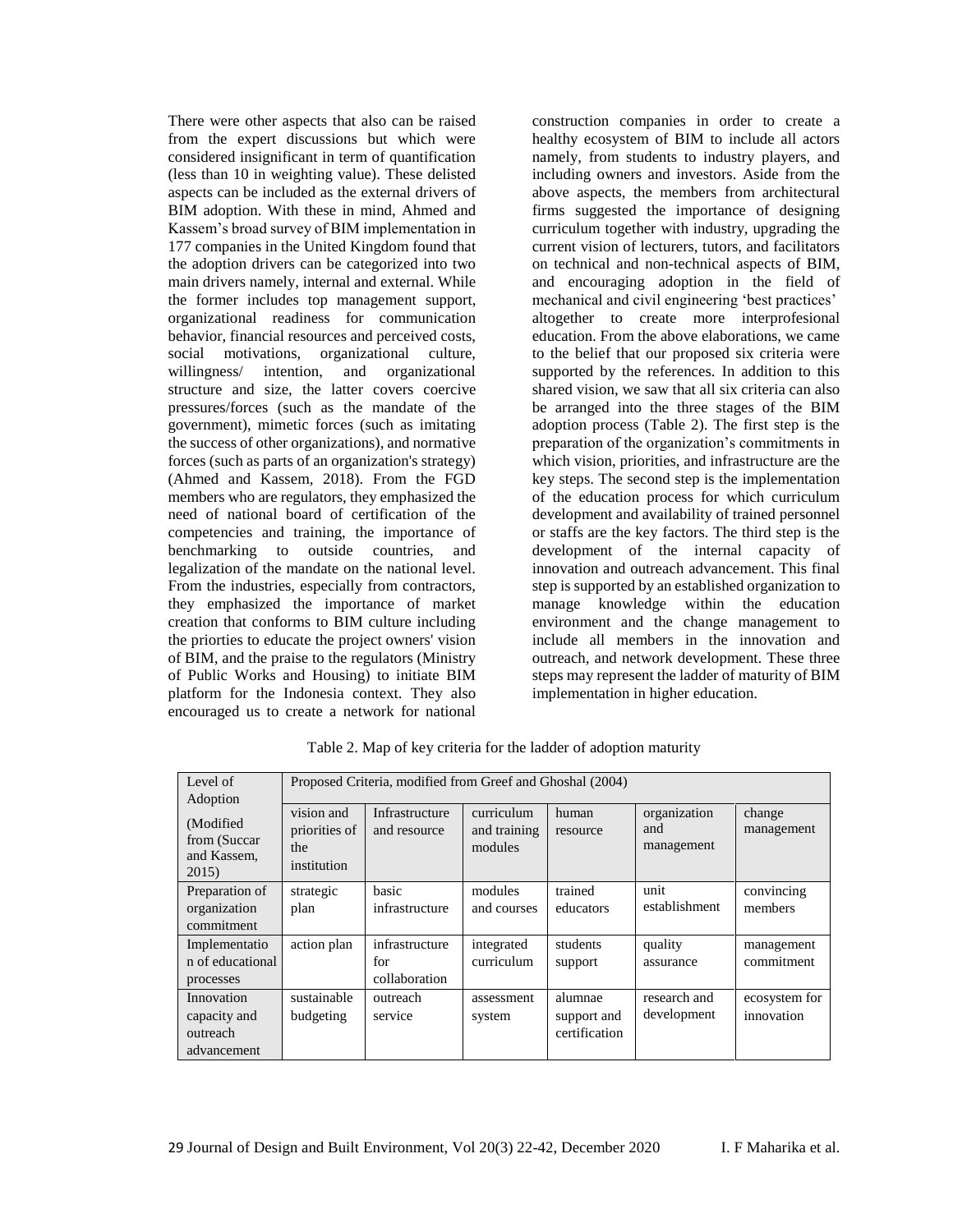There were other aspects that also can be raised from the expert discussions but which were considered insignificant in term of quantification (less than 10 in weighting value). These delisted aspects can be included as the external drivers of BIM adoption. With these in mind, Ahmed and Kassem's broad survey of BIM implementation in 177 companies in the United Kingdom found that the adoption drivers can be categorized into two main drivers namely, internal and external. While the former includes top management support, organizational readiness for communication behavior, financial resources and perceived costs, social motivations, organizational culture, willingness/ intention, and organizational structure and size, the latter covers coercive pressures/forces (such as the mandate of the government), mimetic forces (such as imitating the success of other organizations), and normative forces (such as parts of an organization's strategy) (Ahmed and Kassem, 2018). From the FGD members who are regulators, they emphasized the need of national board of certification of the competencies and training, the importance of benchmarking to outside countries, and legalization of the mandate on the national level. From the industries, especially from contractors, they emphasized the importance of market creation that conforms to BIM culture including the priorties to educate the project owners' vision of BIM, and the praise to the regulators (Ministry of Public Works and Housing) to initiate BIM platform for the Indonesia context. They also encouraged us to create a network for national construction companies in order to create a healthy ecosystem of BIM to include all actors namely, from students to industry players, and including owners and investors. Aside from the above aspects, the members from architectural firms suggested the importance of designing curriculum together with industry, upgrading the current vision of lecturers, tutors, and facilitators on technical and non-technical aspects of BIM, and encouraging adoption in the field of mechanical and civil engineering 'best practices' altogether to create more interprofesional education. From the above elaborations, we came to the belief that our proposed six criteria were supported by the references. In addition to this shared vision, we saw that all six criteria can also be arranged into the three stages of the BIM adoption process (Table 2). The first step is the preparation of the organization's commitments in which vision, priorities, and infrastructure are the key steps. The second step is the implementation of the education process for which curriculum development and availability of trained personnel or staffs are the key factors. The third step is the development of the internal capacity of innovation and outreach advancement. This final step is supported by an established organization to manage knowledge within the education environment and the change management to include all members in the innovation and outreach, and network development. These three steps may represent the ladder of maturity of BIM implementation in higher education.

Table 2. Map of key criteria for the ladder of adoption maturity

| Level of Adoption (Modified from (Succar and Kassem, 2015) | Proposed Criteria, modified from Greef and Ghoshal (2004) | | | | | |
|---|---|---|---|---|---|---|
| | vision and priorities of the institution | Infrastructure and resource | curriculum and training modules | human resource | organization and management | change management |
| Preparation of organization commitment | strategic plan | basic infrastructure | modules and courses | trained educators | unit establishment | convincing members |
| Implementation of educational processes | action plan | infrastructure for collaboration | integrated curriculum | students support | quality assurance | management commitment |
| Innovation capacity and outreach advancement | sustainable budgeting | outreach service | assessment system | alumnae support and certification | research and development | ecosystem for innovation |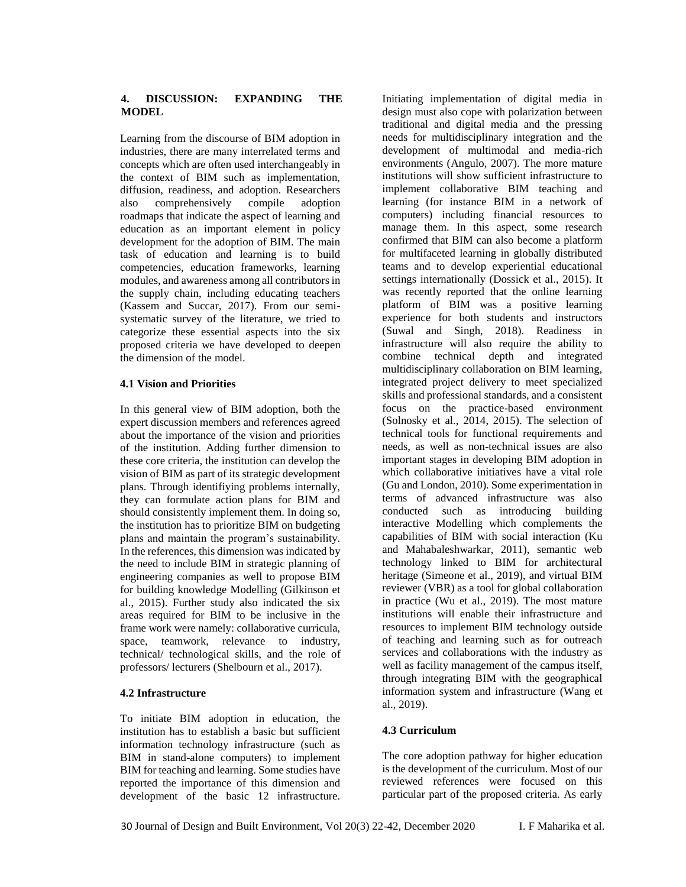## 4. DISCUSSION: EXPANDING THE MODEL

Learning from the discourse of BIM adoption in industries, there are many interrelated terms and concepts which are often used interchangeably in the context of BIM such as implementation, diffusion, readiness, and adoption. Researchers also comprehensively compile adoption roadmaps that indicate the aspect of learning and education as an important element in policy development for the adoption of BIM. The main task of education and learning is to build competencies, education frameworks, learning modules, and awareness among all contributors in the supply chain, including educating teachers (Kassem and Succar, 2017). From our semi-systematic survey of the literature, we tried to categorize these essential aspects into the six proposed criteria we have developed to deepen the dimension of the model.

### 4.1 Vision and Priorities

In this general view of BIM adoption, both the expert discussion members and references agreed about the importance of the vision and priorities of the institution. Adding further dimension to these core criteria, the institution can develop the vision of BIM as part of its strategic development plans. Through identifiying problems internally, they can formulate action plans for BIM and should consistently implement them. In doing so, the institution has to prioritize BIM on budgeting plans and maintain the program's sustainability. In the references, this dimension was indicated by the need to include BIM in strategic planning of engineering companies as well to propose BIM for building knowledge Modelling (Gilkinson et al., 2015). Further study also indicated the six areas required for BIM to be inclusive in the frame work were namely: collaborative curricula, space, teamwork, relevance to industry, technical/ technological skills, and the role of professors/ lecturers (Shelbourn et al., 2017).

### 4.2 Infrastructure

To initiate BIM adoption in education, the institution has to establish a basic but sufficient information technology infrastructure (such as BIM in stand-alone computers) to implement BIM for teaching and learning. Some studies have reported the importance of this dimension and development of the basic 12 infrastructure. Initiating implementation of digital media in design must also cope with polarization between traditional and digital media and the pressing needs for multidisciplinary integration and the development of multimodal and media-rich environments (Angulo, 2007). The more mature institutions will show sufficient infrastructure to implement collaborative BIM teaching and learning (for instance BIM in a network of computers) including financial resources to manage them. In this aspect, some research confirmed that BIM can also become a platform for multifaceted learning in globally distributed teams and to develop experiential educational settings internationally (Dossick et al., 2015). It was recently reported that the online learning platform of BIM was a positive learning experience for both students and instructors (Suwal and Singh, 2018). Readiness in infrastructure will also require the ability to combine technical depth and integrated multidisciplinary collaboration on BIM learning, integrated project delivery to meet specialized skills and professional standards, and a consistent focus on the practice-based environment (Solnosky et al., 2014, 2015). The selection of technical tools for functional requirements and needs, as well as non-technical issues are also important stages in developing BIM adoption in which collaborative initiatives have a vital role (Gu and London, 2010). Some experimentation in terms of advanced infrastructure was also conducted such as introducing building interactive Modelling which complements the capabilities of BIM with social interaction (Ku and Mahabaleshwarkar, 2011), semantic web technology linked to BIM for architectural heritage (Simeone et al., 2019), and virtual BIM reviewer (VBR) as a tool for global collaboration in practice (Wu et al., 2019). The most mature institutions will enable their infrastructure and resources to implement BIM technology outside of teaching and learning such as for outreach services and collaborations with the industry as well as facility management of the campus itself, through integrating BIM with the geographical information system and infrastructure (Wang et al., 2019).

### 4.3 Curriculum

The core adoption pathway for higher education is the development of the curriculum. Most of our reviewed references were focused on this particular part of the proposed criteria. As early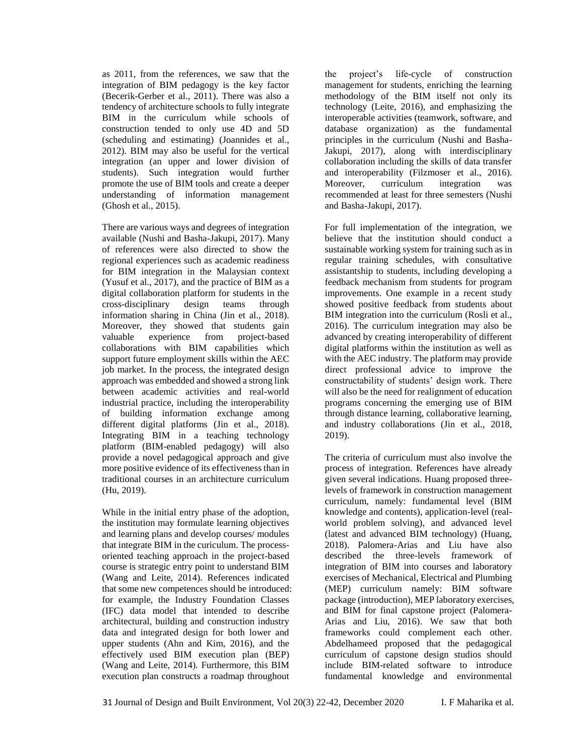as 2011, from the references, we saw that the integration of BIM pedagogy is the key factor (Becerik-Gerber et al., 2011). There was also a tendency of architecture schools to fully integrate BIM in the curriculum while schools of construction tended to only use 4D and 5D (scheduling and estimating) (Joannides et al., 2012). BIM may also be useful for the vertical integration (an upper and lower division of students). Such integration would further promote the use of BIM tools and create a deeper understanding of information management (Ghosh et al., 2015).

There are various ways and degrees of integration available (Nushi and Basha-Jakupi, 2017). Many of references were also directed to show the regional experiences such as academic readiness for BIM integration in the Malaysian context (Yusuf et al., 2017), and the practice of BIM as a digital collaboration platform for students in the cross-disciplinary design teams through information sharing in China (Jin et al., 2018). Moreover, they showed that students gain valuable experience from project-based collaborations with BIM capabilities which support future employment skills within the AEC job market. In the process, the integrated design approach was embedded and showed a strong link between academic activities and real-world industrial practice, including the interoperability of building information exchange among different digital platforms (Jin et al., 2018). Integrating BIM in a teaching technology platform (BIM-enabled pedagogy) will also provide a novel pedagogical approach and give more positive evidence of its effectiveness than in traditional courses in an architecture curriculum (Hu, 2019).

While in the initial entry phase of the adoption, the institution may formulate learning objectives and learning plans and develop courses/ modules that integrate BIM in the curiculum. The process-oriented teaching approach in the project-based course is strategic entry point to understand BIM (Wang and Leite, 2014). References indicated that some new competences should be introduced: for example, the Industry Foundation Classes (IFC) data model that intended to describe architectural, building and construction industry data and integrated design for both lower and upper students (Ahn and Kim, 2016), and the effectively used BIM execution plan (BEP) (Wang and Leite, 2014). Furthermore, this BIM execution plan constructs a roadmap throughout the project's life-cycle of construction management for students, enriching the learning methodology of the BIM itself not only its technology (Leite, 2016), and emphasizing the interoperable activities (teamwork, software, and database organization) as the fundamental principles in the curriculum (Nushi and Basha-Jakupi, 2017), along with interdisciplinary collaboration including the skills of data transfer and interoperability (Filzmoser et al., 2016). Moreover, curriculum integration was recommended at least for three semesters (Nushi and Basha-Jakupi, 2017).

For full implementation of the integration, we believe that the institution should conduct a sustainable working system for training such as in regular training schedules, with consultative assistantship to students, including developing a feedback mechanism from students for program improvements. One example in a recent study showed positive feedback from students about BIM integration into the curriculum (Rosli et al., 2016). The curriculum integration may also be advanced by creating interoperability of different digital platforms within the institution as well as with the AEC industry. The platform may provide direct professional advice to improve the constructability of students' design work. There will also be the need for realignment of education programs concerning the emerging use of BIM through distance learning, collaborative learning, and industry collaborations (Jin et al., 2018, 2019).

The criteria of curriculum must also involve the process of integration. References have already given several indications. Huang proposed three-levels of framework in construction management curriculum, namely: fundamental level (BIM knowledge and contents), application-level (real-world problem solving), and advanced level (latest and advanced BIM technology) (Huang, 2018). Palomera-Arias and Liu have also described the three-levels framework of integration of BIM into courses and laboratory exercises of Mechanical, Electrical and Plumbing (MEP) curriculum namely: BIM software package (introduction), MEP laboratory exercises, and BIM for final capstone project (Palomera-Arias and Liu, 2016). We saw that both frameworks could complement each other. Abdelhameed proposed that the pedagogical curriculum of capstone design studios should include BIM-related software to introduce fundamental knowledge and environmental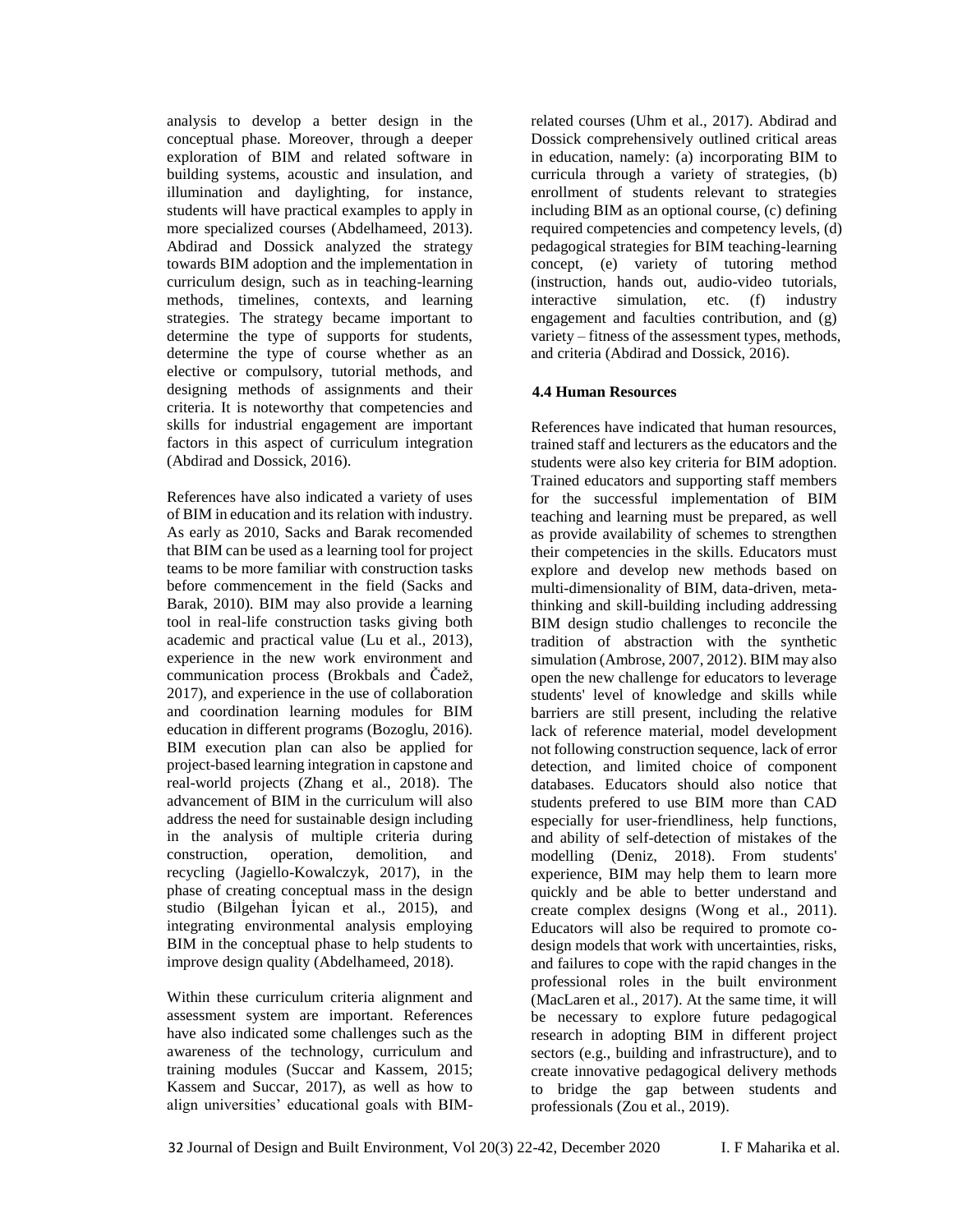analysis to develop a better design in the conceptual phase. Moreover, through a deeper exploration of BIM and related software in building systems, acoustic and insulation, and illumination and daylighting, for instance, students will have practical examples to apply in more specialized courses (Abdelhameed, 2013). Abdirad and Dossick analyzed the strategy towards BIM adoption and the implementation in curriculum design, such as in teaching-learning methods, timelines, contexts, and learning strategies. The strategy became important to determine the type of supports for students, determine the type of course whether as an elective or compulsory, tutorial methods, and designing methods of assignments and their criteria. It is noteworthy that competencies and skills for industrial engagement are important factors in this aspect of curriculum integration (Abdirad and Dossick, 2016).

References have also indicated a variety of uses of BIM in education and its relation with industry. As early as 2010, Sacks and Barak recomended that BIM can be used as a learning tool for project teams to be more familiar with construction tasks before commencement in the field (Sacks and Barak, 2010). BIM may also provide a learning tool in real-life construction tasks giving both academic and practical value (Lu et al., 2013), experience in the new work environment and communication process (Brokbals and Čadež, 2017), and experience in the use of collaboration and coordination learning modules for BIM education in different programs (Bozoglu, 2016). BIM execution plan can also be applied for project-based learning integration in capstone and real-world projects (Zhang et al., 2018). The advancement of BIM in the curriculum will also address the need for sustainable design including in the analysis of multiple criteria during construction, operation, demolition, and recycling (Jagiello-Kowalczyk, 2017), in the phase of creating conceptual mass in the design studio (Bilgehan İyican et al., 2015), and integrating environmental analysis employing BIM in the conceptual phase to help students to improve design quality (Abdelhameed, 2018).

Within these curriculum criteria alignment and assessment system are important. References have also indicated some challenges such as the awareness of the technology, curriculum and training modules (Succar and Kassem, 2015; Kassem and Succar, 2017), as well as how to align universities' educational goals with BIM-related courses (Uhm et al., 2017). Abdirad and Dossick comprehensively outlined critical areas in education, namely: (a) incorporating BIM to curricula through a variety of strategies, (b) enrollment of students relevant to strategies including BIM as an optional course, (c) defining required competencies and competency levels, (d) pedagogical strategies for BIM teaching-learning concept, (e) variety of tutoring method (instruction, hands out, audio-video tutorials, interactive simulation, etc. (f) industry engagement and faculties contribution, and (g) variety – fitness of the assessment types, methods, and criteria (Abdirad and Dossick, 2016).

### 4.4 Human Resources

References have indicated that human resources, trained staff and lecturers as the educators and the students were also key criteria for BIM adoption. Trained educators and supporting staff members for the successful implementation of BIM teaching and learning must be prepared, as well as provide availability of schemes to strengthen their competencies in the skills. Educators must explore and develop new methods based on multi-dimensionality of BIM, data-driven, meta-thinking and skill-building including addressing BIM design studio challenges to reconcile the tradition of abstraction with the synthetic simulation (Ambrose, 2007, 2012). BIM may also open the new challenge for educators to leverage students' level of knowledge and skills while barriers are still present, including the relative lack of reference material, model development not following construction sequence, lack of error detection, and limited choice of component databases. Educators should also notice that students prefered to use BIM more than CAD especially for user-friendliness, help functions, and ability of self-detection of mistakes of the modelling (Deniz, 2018). From students' experience, BIM may help them to learn more quickly and be able to better understand and create complex designs (Wong et al., 2011). Educators will also be required to promote co-design models that work with uncertainties, risks, and failures to cope with the rapid changes in the professional roles in the built environment (MacLaren et al., 2017). At the same time, it will be necessary to explore future pedagogical research in adopting BIM in different project sectors (e.g., building and infrastructure), and to create innovative pedagogical delivery methods to bridge the gap between students and professionals (Zou et al., 2019).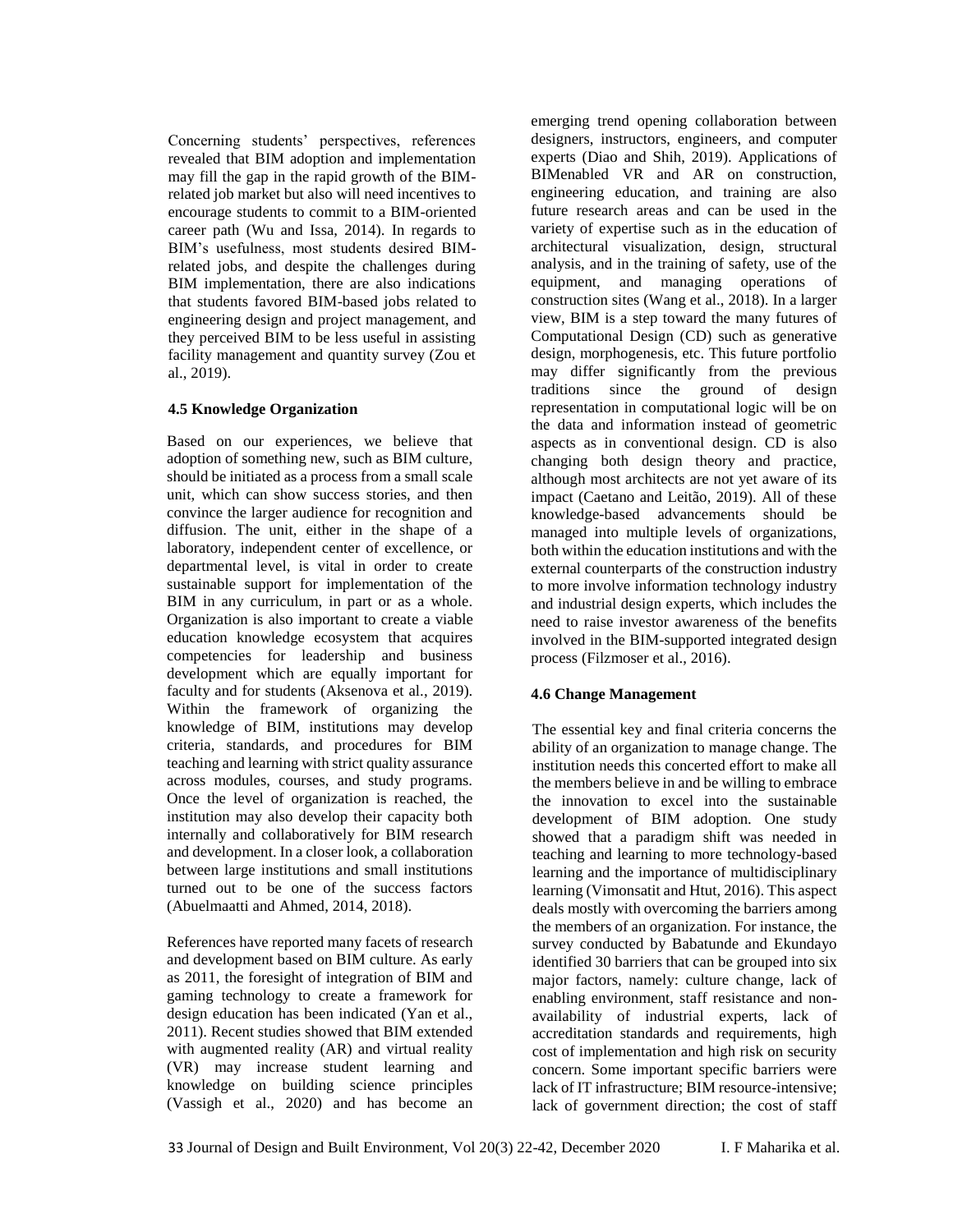Concerning students' perspectives, references revealed that BIM adoption and implementation may fill the gap in the rapid growth of the BIM-related job market but also will need incentives to encourage students to commit to a BIM-oriented career path (Wu and Issa, 2014). In regards to BIM's usefulness, most students desired BIM-related jobs, and despite the challenges during BIM implementation, there are also indications that students favored BIM-based jobs related to engineering design and project management, and they perceived BIM to be less useful in assisting facility management and quantity survey (Zou et al., 2019).

### 4.5 Knowledge Organization

Based on our experiences, we believe that adoption of something new, such as BIM culture, should be initiated as a process from a small scale unit, which can show success stories, and then convince the larger audience for recognition and diffusion. The unit, either in the shape of a laboratory, independent center of excellence, or departmental level, is vital in order to create sustainable support for implementation of the BIM in any curriculum, in part or as a whole. Organization is also important to create a viable education knowledge ecosystem that acquires competencies for leadership and business development which are equally important for faculty and for students (Aksenova et al., 2019). Within the framework of organizing the knowledge of BIM, institutions may develop criteria, standards, and procedures for BIM teaching and learning with strict quality assurance across modules, courses, and study programs. Once the level of organization is reached, the institution may also develop their capacity both internally and collaboratively for BIM research and development. In a closer look, a collaboration between large institutions and small institutions turned out to be one of the success factors (Abuelmaatti and Ahmed, 2014, 2018).

References have reported many facets of research and development based on BIM culture. As early as 2011, the foresight of integration of BIM and gaming technology to create a framework for design education has been indicated (Yan et al., 2011). Recent studies showed that BIM extended with augmented reality (AR) and virtual reality (VR) may increase student learning and knowledge on building science principles (Vassigh et al., 2020) and has become an emerging trend opening collaboration between designers, instructors, engineers, and computer experts (Diao and Shih, 2019). Applications of BIMenabled VR and AR on construction, engineering education, and training are also future research areas and can be used in the variety of expertise such as in the education of architectural visualization, design, structural analysis, and in the training of safety, use of the equipment, and managing operations of construction sites (Wang et al., 2018). In a larger view, BIM is a step toward the many futures of Computational Design (CD) such as generative design, morphogenesis, etc. This future portfolio may differ significantly from the previous traditions since the ground of design representation in computational logic will be on the data and information instead of geometric aspects as in conventional design. CD is also changing both design theory and practice, although most architects are not yet aware of its impact (Caetano and Leitão, 2019). All of these knowledge-based advancements should be managed into multiple levels of organizations, both within the education institutions and with the external counterparts of the construction industry to more involve information technology industry and industrial design experts, which includes the need to raise investor awareness of the benefits involved in the BIM-supported integrated design process (Filzmoser et al., 2016).

### 4.6 Change Management

The essential key and final criteria concerns the ability of an organization to manage change. The institution needs this concerted effort to make all the members believe in and be willing to embrace the innovation to excel into the sustainable development of BIM adoption. One study showed that a paradigm shift was needed in teaching and learning to more technology-based learning and the importance of multidisciplinary learning (Vimonsatit and Htut, 2016). This aspect deals mostly with overcoming the barriers among the members of an organization. For instance, the survey conducted by Babatunde and Ekundayo identified 30 barriers that can be grouped into six major factors, namely: culture change, lack of enabling environment, staff resistance and non-availability of industrial experts, lack of accreditation standards and requirements, high cost of implementation and high risk on security concern. Some important specific barriers were lack of IT infrastructure; BIM resource-intensive; lack of government direction; the cost of staff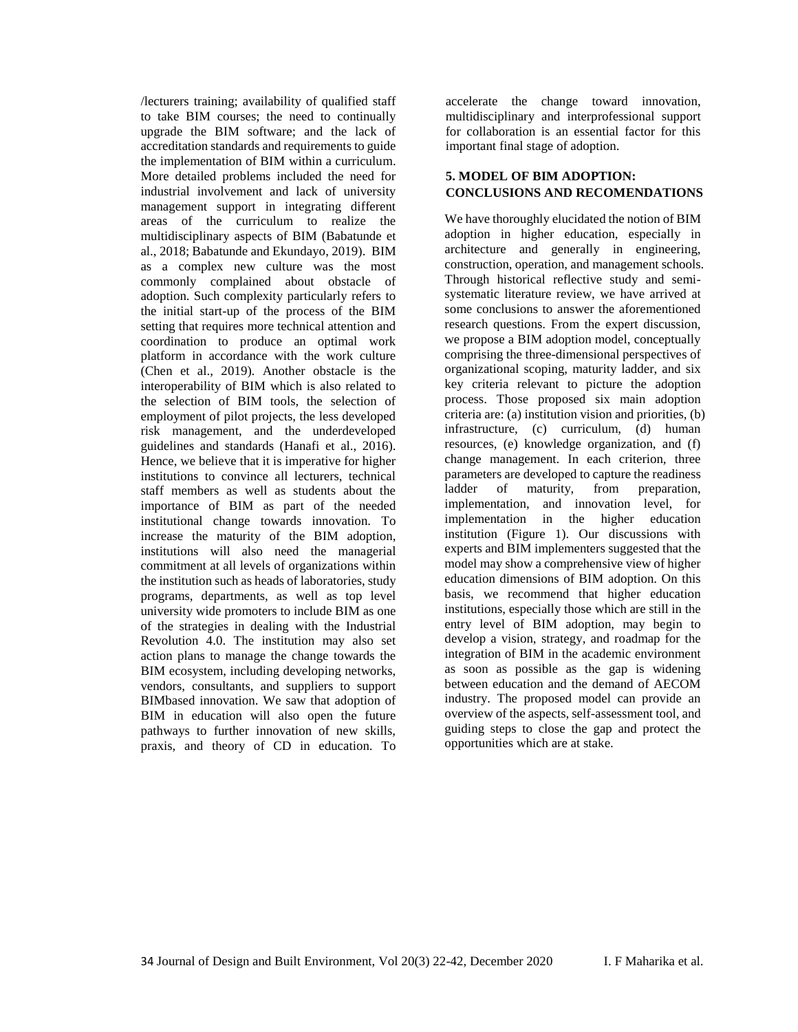/lecturers training; availability of qualified staff to take BIM courses; the need to continually upgrade the BIM software; and the lack of accreditation standards and requirements to guide the implementation of BIM within a curriculum. More detailed problems included the need for industrial involvement and lack of university management support in integrating different areas of the curriculum to realize the multidisciplinary aspects of BIM (Babatunde et al., 2018; Babatunde and Ekundayo, 2019). BIM as a complex new culture was the most commonly complained about obstacle of adoption. Such complexity particularly refers to the initial start-up of the process of the BIM setting that requires more technical attention and coordination to produce an optimal work platform in accordance with the work culture (Chen et al., 2019). Another obstacle is the interoperability of BIM which is also related to the selection of BIM tools, the selection of employment of pilot projects, the less developed risk management, and the underdeveloped guidelines and standards (Hanafi et al., 2016). Hence, we believe that it is imperative for higher institutions to convince all lecturers, technical staff members as well as students about the importance of BIM as part of the needed institutional change towards innovation. To increase the maturity of the BIM adoption, institutions will also need the managerial commitment at all levels of organizations within the institution such as heads of laboratories, study programs, departments, as well as top level university wide promoters to include BIM as one of the strategies in dealing with the Industrial Revolution 4.0. The institution may also set action plans to manage the change towards the BIM ecosystem, including developing networks, vendors, consultants, and suppliers to support BIMbased innovation. We saw that adoption of BIM in education will also open the future pathways to further innovation of new skills, praxis, and theory of CD in education. To accelerate the change toward innovation, multidisciplinary and interprofessional support for collaboration is an essential factor for this important final stage of adoption.

## 5. MODEL OF BIM ADOPTION: CONCLUSIONS AND RECOMENDATIONS

We have thoroughly elucidated the notion of BIM adoption in higher education, especially in architecture and generally in engineering, construction, operation, and management schools. Through historical reflective study and semi-systematic literature review, we have arrived at some conclusions to answer the aforementioned research questions. From the expert discussion, we propose a BIM adoption model, conceptually comprising the three-dimensional perspectives of organizational scoping, maturity ladder, and six key criteria relevant to picture the adoption process. Those proposed six main adoption criteria are: (a) institution vision and priorities, (b) infrastructure, (c) curriculum, (d) human resources, (e) knowledge organization, and (f) change management. In each criterion, three parameters are developed to capture the readiness ladder of maturity, from preparation, implementation, and innovation level, for implementation in the higher education institution (Figure 1). Our discussions with experts and BIM implementers suggested that the model may show a comprehensive view of higher education dimensions of BIM adoption. On this basis, we recommend that higher education institutions, especially those which are still in the entry level of BIM adoption, may begin to develop a vision, strategy, and roadmap for the integration of BIM in the academic environment as soon as possible as the gap is widening between education and the demand of AECOM industry. The proposed model can provide an overview of the aspects, self-assessment tool, and guiding steps to close the gap and protect the opportunities which are at stake.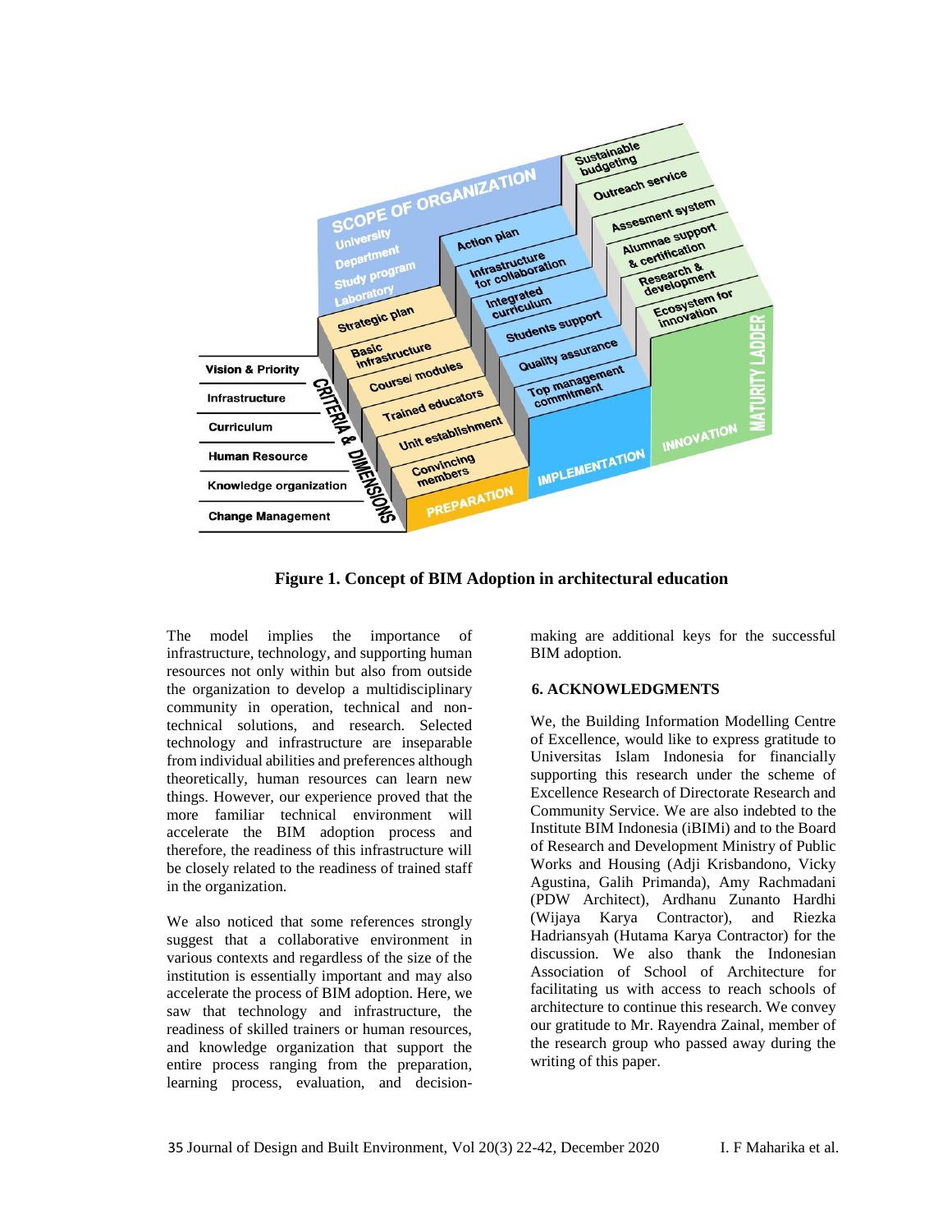Vision & Priority
Infrastructure
Curriculum
Human Resource
Knowledge organization
Change Management

CRITERIA & DIMENSIONS

SCOPE OF ORGANIZATION
University
Department
Study program
Laboratory

Strategic plan
Basic infrastructure
Course/ modules
Trained educators
Unit establishment
Convincing members
PREPARATION

Action plan
Infrastructure for collaboration
Integrated curriculum
Students support
Quality assurance
Top management commitment
IMPLEMENTATION

Sustainable budgeting
Outreach service
Assesment system
Alumnae support & certification
Research & development
Ecosystem for innovation
INNOVATION

MATURITY LADDER

**Figure 1. Concept of BIM Adoption in architectural education**

The model implies the importance of infrastructure, technology, and supporting human resources not only within but also from outside the organization to develop a multidisciplinary community in operation, technical and non-technical solutions, and research. Selected technology and infrastructure are inseparable from individual abilities and preferences although theoretically, human resources can learn new things. However, our experience proved that the more familiar technical environment will accelerate the BIM adoption process and therefore, the readiness of this infrastructure will be closely related to the readiness of trained staff in the organization.

We also noticed that some references strongly suggest that a collaborative environment in various contexts and regardless of the size of the institution is essentially important and may also accelerate the process of BIM adoption. Here, we saw that technology and infrastructure, the readiness of skilled trainers or human resources, and knowledge organization that support the entire process ranging from the preparation, learning process, evaluation, and decision-making are additional keys for the successful BIM adoption.

## 6. ACKNOWLEDGMENTS

We, the Building Information Modelling Centre of Excellence, would like to express gratitude to Universitas Islam Indonesia for financially supporting this research under the scheme of Excellence Research of Directorate Research and Community Service. We are also indebted to the Institute BIM Indonesia (iBIMi) and to the Board of Research and Development Ministry of Public Works and Housing (Adji Krisbandono, Vicky Agustina, Galih Primanda), Amy Rachmadani (PDW Architect), Ardhanu Zunanto Hardhi (Wijaya Karya Contractor), and Riezka Hadriansyah (Hutama Karya Contractor) for the discussion. We also thank the Indonesian Association of School of Architecture for facilitating us with access to reach schools of architecture to continue this research. We convey our gratitude to Mr. Rayendra Zainal, member of the research group who passed away during the writing of this paper.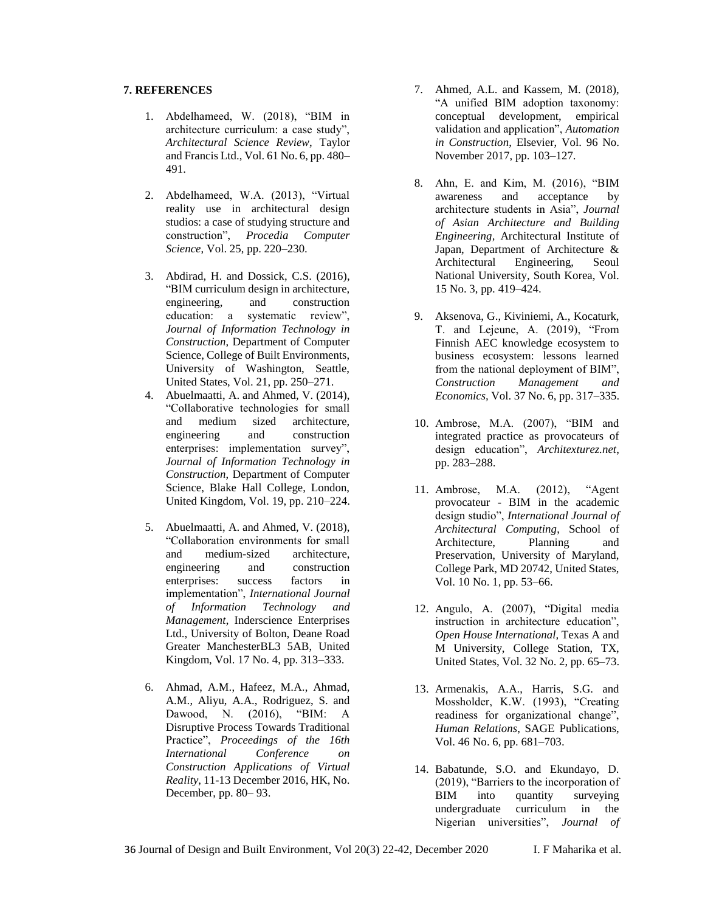## 7. REFERENCES

1. Abdelhameed, W. (2018), "BIM in architecture curriculum: a case study", *Architectural Science Review*, Taylor and Francis Ltd., Vol. 61 No. 6, pp. 480–491.

2. Abdelhameed, W.A. (2013), "Virtual reality use in architectural design studios: a case of studying structure and construction", *Procedia Computer Science*, Vol. 25, pp. 220–230.

3. Abdirad, H. and Dossick, C.S. (2016), "BIM curriculum design in architecture, engineering, and construction education: a systematic review", *Journal of Information Technology in Construction*, Department of Computer Science, College of Built Environments, University of Washington, Seattle, United States, Vol. 21, pp. 250–271.

4. Abuelmaatti, A. and Ahmed, V. (2014), "Collaborative technologies for small and medium sized architecture, engineering and construction enterprises: implementation survey", *Journal of Information Technology in Construction*, Department of Computer Science, Blake Hall College, London, United Kingdom, Vol. 19, pp. 210–224.

5. Abuelmaatti, A. and Ahmed, V. (2018), "Collaboration environments for small and medium-sized architecture, engineering and construction enterprises: success factors in implementation", *International Journal of Information Technology and Management*, Inderscience Enterprises Ltd., University of Bolton, Deane Road Greater ManchesterBL3 5AB, United Kingdom, Vol. 17 No. 4, pp. 313–333.

6. Ahmad, A.M., Hafeez, M.A., Ahmad, A.M., Aliyu, A.A., Rodriguez, S. and Dawood, N. (2016), "BIM: A Disruptive Process Towards Traditional Practice", *Proceedings of the 16th International Conference on Construction Applications of Virtual Reality*, 11-13 December 2016, HK, No. December, pp. 80– 93.

7. Ahmed, A.L. and Kassem, M. (2018), "A unified BIM adoption taxonomy: conceptual development, empirical validation and application", *Automation in Construction*, Elsevier, Vol. 96 No. November 2017, pp. 103–127.

8. Ahn, E. and Kim, M. (2016), "BIM awareness and acceptance by architecture students in Asia", *Journal of Asian Architecture and Building Engineering*, Architectural Institute of Japan, Department of Architecture & Architectural Engineering, Seoul National University, South Korea, Vol. 15 No. 3, pp. 419–424.

9. Aksenova, G., Kiviniemi, A., Kocaturk, T. and Lejeune, A. (2019), "From Finnish AEC knowledge ecosystem to business ecosystem: lessons learned from the national deployment of BIM", *Construction Management and Economics*, Vol. 37 No. 6, pp. 317–335.

10. Ambrose, M.A. (2007), "BIM and integrated practice as provocateurs of design education", *Architexturez.net*, pp. 283–288.

11. Ambrose, M.A. (2012), "Agent provocateur - BIM in the academic design studio", *International Journal of Architectural Computing*, School of Architecture, Planning and Preservation, University of Maryland, College Park, MD 20742, United States, Vol. 10 No. 1, pp. 53–66.

12. Angulo, A. (2007), "Digital media instruction in architecture education", *Open House International*, Texas A and M University, College Station, TX, United States, Vol. 32 No. 2, pp. 65–73.

13. Armenakis, A.A., Harris, S.G. and Mossholder, K.W. (1993), "Creating readiness for organizational change", *Human Relations*, SAGE Publications, Vol. 46 No. 6, pp. 681–703.

14. Babatunde, S.O. and Ekundayo, D. (2019), "Barriers to the incorporation of BIM into quantity surveying undergraduate curriculum in the Nigerian universities", *Journal of*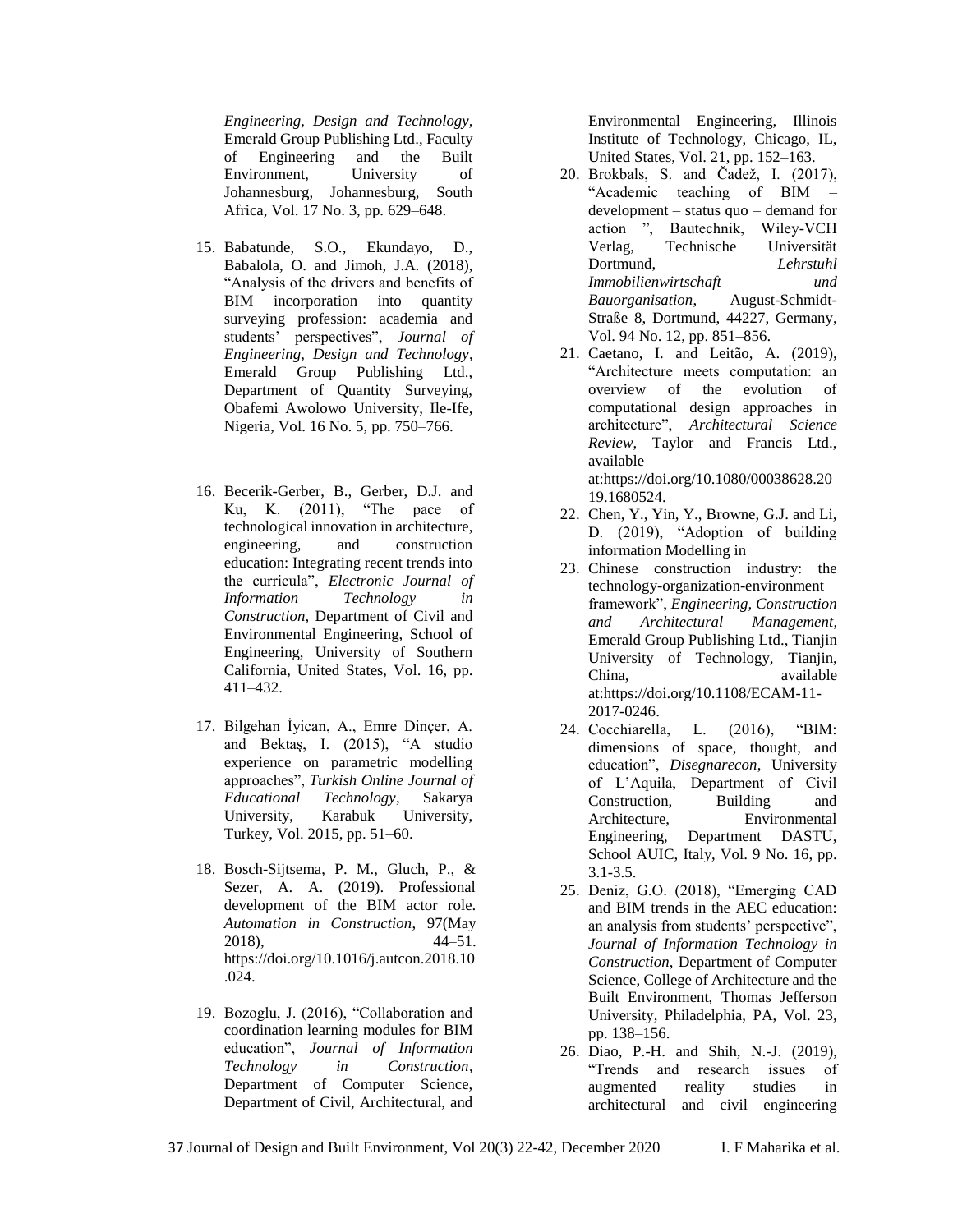*Engineering, Design and Technology*, Emerald Group Publishing Ltd., Faculty of Engineering and the Built Environment, University of Johannesburg, Johannesburg, South Africa, Vol. 17 No. 3, pp. 629–648.

15. Babatunde, S.O., Ekundayo, D., Babalola, O. and Jimoh, J.A. (2018), "Analysis of the drivers and benefits of BIM incorporation into quantity surveying profession: academia and students' perspectives", *Journal of Engineering, Design and Technology*, Emerald Group Publishing Ltd., Department of Quantity Surveying, Obafemi Awolowo University, Ile-Ife, Nigeria, Vol. 16 No. 5, pp. 750–766.

16. Becerik-Gerber, B., Gerber, D.J. and Ku, K. (2011), "The pace of technological innovation in architecture, engineering, and construction education: Integrating recent trends into the curricula", *Electronic Journal of Information Technology in Construction*, Department of Civil and Environmental Engineering, School of Engineering, University of Southern California, United States, Vol. 16, pp. 411–432.

17. Bilgehan İyican, A., Emre Dinçer, A. and Bektaş, I. (2015), "A studio experience on parametric modelling approaches", *Turkish Online Journal of Educational Technology*, Sakarya University, Karabuk University, Turkey, Vol. 2015, pp. 51–60.

18. Bosch-Sijtsema, P. M., Gluch, P., & Sezer, A. A. (2019). Professional development of the BIM actor role. *Automation in Construction*, 97(May 2018), 44–51. https://doi.org/10.1016/j.autcon.2018.10.024.

19. Bozoglu, J. (2016), "Collaboration and coordination learning modules for BIM education", *Journal of Information Technology in Construction*, Department of Computer Science, Department of Civil, Architectural, and Environmental Engineering, Illinois Institute of Technology, Chicago, IL, United States, Vol. 21, pp. 152–163.

20. Brokbals, S. and Čadež, I. (2017), "Academic teaching of BIM – development – status quo – demand for action ", Bautechnik, Wiley-VCH Verlag, Technische Universität Dortmund, *Lehrstuhl Immobilienwirtschaft und Bauorganisation*, August-Schmidt-Straße 8, Dortmund, 44227, Germany, Vol. 94 No. 12, pp. 851–856.

21. Caetano, I. and Leitão, A. (2019), "Architecture meets computation: an overview of the evolution of computational design approaches in architecture", *Architectural Science Review*, Taylor and Francis Ltd., available at:https://doi.org/10.1080/00038628.2019.1680524.

22. Chen, Y., Yin, Y., Browne, G.J. and Li, D. (2019), "Adoption of building information Modelling in

23. Chinese construction industry: the technology-organization-environment framework", *Engineering, Construction and Architectural Management*, Emerald Group Publishing Ltd., Tianjin University of Technology, Tianjin, China, available at:https://doi.org/10.1108/ECAM-11-2017-0246.

24. Cocchiarella, L. (2016), "BIM: dimensions of space, thought, and education", *Disegnarecon*, University of L'Aquila, Department of Civil Construction, Building and Architecture, Environmental Engineering, Department DASTU, School AUIC, Italy, Vol. 9 No. 16, pp. 3.1-3.5.

25. Deniz, G.O. (2018), "Emerging CAD and BIM trends in the AEC education: an analysis from students' perspective", *Journal of Information Technology in Construction*, Department of Computer Science, College of Architecture and the Built Environment, Thomas Jefferson University, Philadelphia, PA, Vol. 23, pp. 138–156.

26. Diao, P.-H. and Shih, N.-J. (2019), "Trends and research issues of augmented reality studies in architectural and civil engineering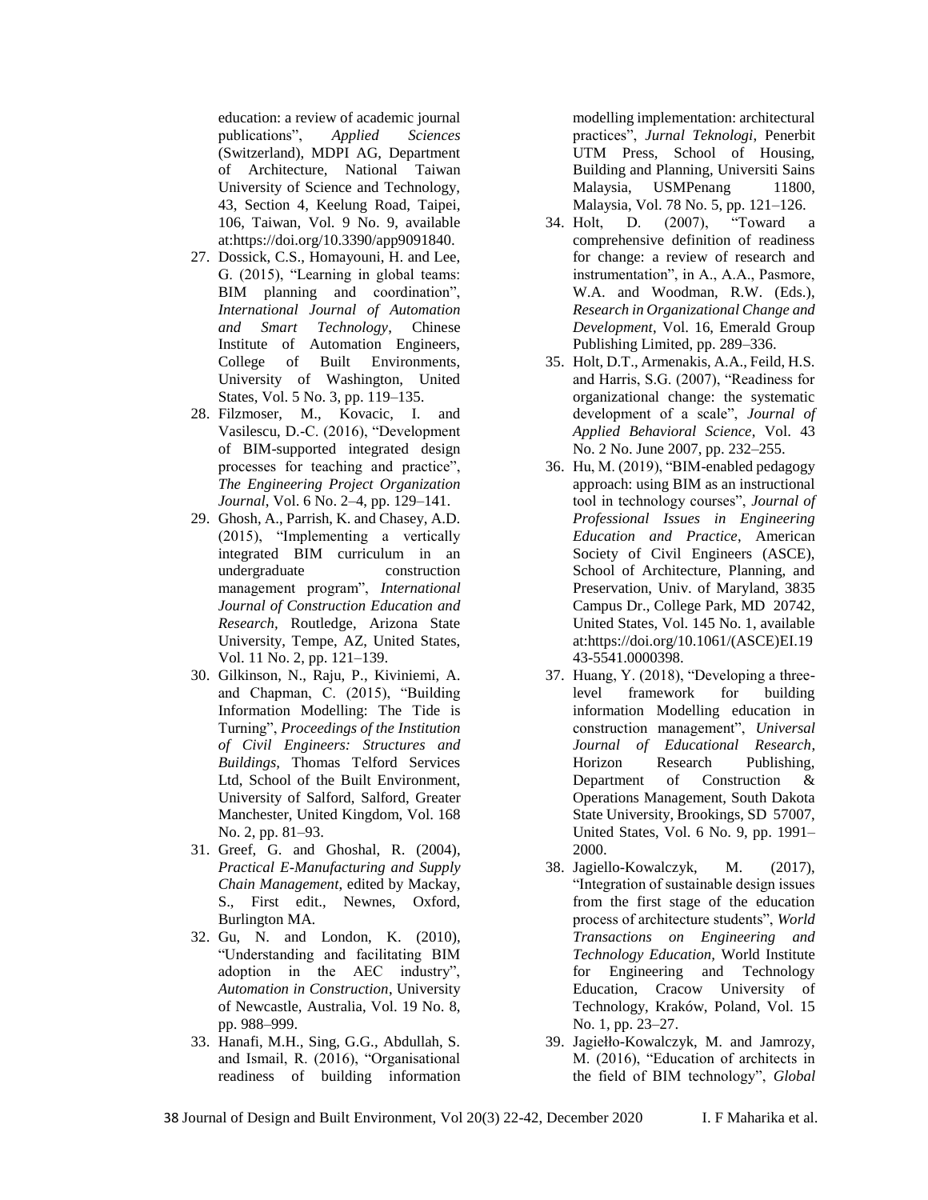education: a review of academic journal publications", *Applied Sciences* (Switzerland), MDPI AG, Department of Architecture, National Taiwan University of Science and Technology, 43, Section 4, Keelung Road, Taipei, 106, Taiwan, Vol. 9 No. 9, available at:https://doi.org/10.3390/app9091840.

27. Dossick, C.S., Homayouni, H. and Lee, G. (2015), "Learning in global teams: BIM planning and coordination", *International Journal of Automation and Smart Technology*, Chinese Institute of Automation Engineers, College of Built Environments, University of Washington, United States, Vol. 5 No. 3, pp. 119–135.
28. Filzmoser, M., Kovacic, I. and Vasilescu, D.-C. (2016), "Development of BIM-supported integrated design processes for teaching and practice", *The Engineering Project Organization Journal*, Vol. 6 No. 2–4, pp. 129–141.
29. Ghosh, A., Parrish, K. and Chasey, A.D. (2015), "Implementing a vertically integrated BIM curriculum in an undergraduate construction management program", *International Journal of Construction Education and Research*, Routledge, Arizona State University, Tempe, AZ, United States, Vol. 11 No. 2, pp. 121–139.
30. Gilkinson, N., Raju, P., Kiviniemi, A. and Chapman, C. (2015), "Building Information Modelling: The Tide is Turning", *Proceedings of the Institution of Civil Engineers: Structures and Buildings*, Thomas Telford Services Ltd, School of the Built Environment, University of Salford, Salford, Greater Manchester, United Kingdom, Vol. 168 No. 2, pp. 81–93.
31. Greef, G. and Ghoshal, R. (2004), *Practical E-Manufacturing and Supply Chain Management*, edited by Mackay, S., First edit., Newnes, Oxford, Burlington MA.
32. Gu, N. and London, K. (2010), "Understanding and facilitating BIM adoption in the AEC industry", *Automation in Construction*, University of Newcastle, Australia, Vol. 19 No. 8, pp. 988–999.
33. Hanafi, M.H., Sing, G.G., Abdullah, S. and Ismail, R. (2016), "Organisational readiness of building information modelling implementation: architectural practices", *Jurnal Teknologi*, Penerbit UTM Press, School of Housing, Building and Planning, Universiti Sains Malaysia, USMPenang 11800, Malaysia, Vol. 78 No. 5, pp. 121–126.
34. Holt, D. (2007), "Toward a comprehensive definition of readiness for change: a review of research and instrumentation", in A., A.A., Pasmore, W.A. and Woodman, R.W. (Eds.), *Research in Organizational Change and Development*, Vol. 16, Emerald Group Publishing Limited, pp. 289–336.
35. Holt, D.T., Armenakis, A.A., Feild, H.S. and Harris, S.G. (2007), "Readiness for organizational change: the systematic development of a scale", *Journal of Applied Behavioral Science*, Vol. 43 No. 2 No. June 2007, pp. 232–255.
36. Hu, M. (2019), "BIM-enabled pedagogy approach: using BIM as an instructional tool in technology courses", *Journal of Professional Issues in Engineering Education and Practice*, American Society of Civil Engineers (ASCE), School of Architecture, Planning, and Preservation, Univ. of Maryland, 3835 Campus Dr., College Park, MD 20742, United States, Vol. 145 No. 1, available at:https://doi.org/10.1061/(ASCE)EI.1943-5541.0000398.
37. Huang, Y. (2018), "Developing a three-level framework for building information Modelling education in construction management", *Universal Journal of Educational Research*, Horizon Research Publishing, Department of Construction & Operations Management, South Dakota State University, Brookings, SD 57007, United States, Vol. 6 No. 9, pp. 1991–2000.
38. Jagiello-Kowalczyk, M. (2017), "Integration of sustainable design issues from the first stage of the education process of architecture students", *World Transactions on Engineering and Technology Education*, World Institute for Engineering and Technology Education, Cracow University of Technology, Kraków, Poland, Vol. 15 No. 1, pp. 23–27.
39. Jagiełło-Kowalczyk, M. and Jamrozy, M. (2016), "Education of architects in the field of BIM technology", *Global*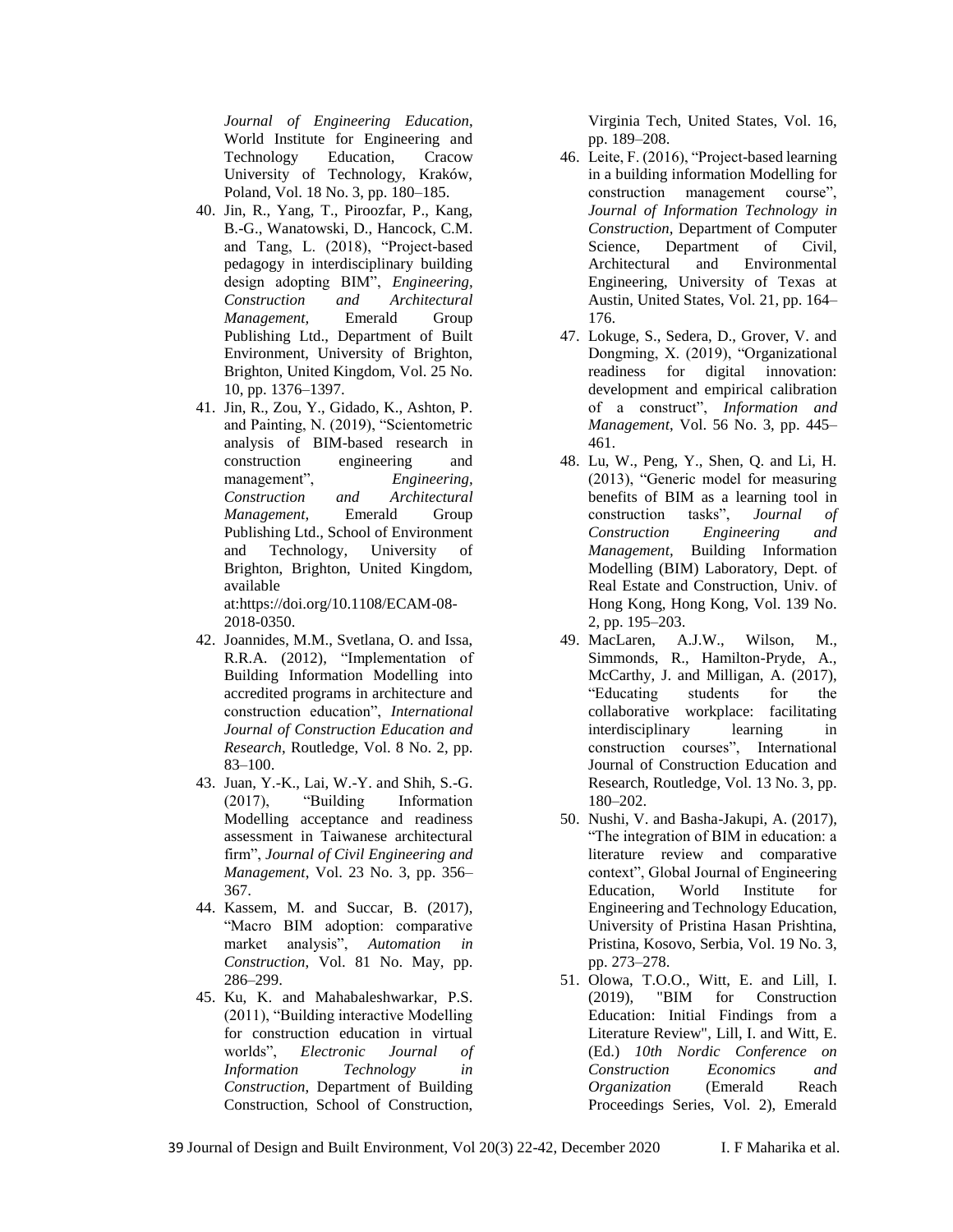*Journal of Engineering Education*, World Institute for Engineering and Technology Education, Cracow University of Technology, Kraków, Poland, Vol. 18 No. 3, pp. 180–185.

40. Jin, R., Yang, T., Piroozfar, P., Kang, B.-G., Wanatowski, D., Hancock, C.M. and Tang, L. (2018), "Project-based pedagogy in interdisciplinary building design adopting BIM", *Engineering, Construction and Architectural Management*, Emerald Group Publishing Ltd., Department of Built Environment, University of Brighton, Brighton, United Kingdom, Vol. 25 No. 10, pp. 1376–1397.
41. Jin, R., Zou, Y., Gidado, K., Ashton, P. and Painting, N. (2019), "Scientometric analysis of BIM-based research in construction engineering and management", *Engineering, Construction and Architectural Management*, Emerald Group Publishing Ltd., School of Environment and Technology, University of Brighton, Brighton, United Kingdom, available at:https://doi.org/10.1108/ECAM-08-2018-0350.
42. Joannides, M.M., Svetlana, O. and Issa, R.R.A. (2012), "Implementation of Building Information Modelling into accredited programs in architecture and construction education", *International Journal of Construction Education and Research*, Routledge, Vol. 8 No. 2, pp. 83–100.
43. Juan, Y.-K., Lai, W.-Y. and Shih, S.-G. (2017), "Building Information Modelling acceptance and readiness assessment in Taiwanese architectural firm", *Journal of Civil Engineering and Management*, Vol. 23 No. 3, pp. 356–367.
44. Kassem, M. and Succar, B. (2017), "Macro BIM adoption: comparative market analysis", *Automation in Construction*, Vol. 81 No. May, pp. 286–299.
45. Ku, K. and Mahabaleshwarkar, P.S. (2011), "Building interactive Modelling for construction education in virtual worlds", *Electronic Journal of Information Technology in Construction*, Department of Building Construction, School of Construction, Virginia Tech, United States, Vol. 16, pp. 189–208.
46. Leite, F. (2016), "Project-based learning in a building information Modelling for construction management course", *Journal of Information Technology in Construction*, Department of Computer Science, Department of Civil, Architectural and Environmental Engineering, University of Texas at Austin, United States, Vol. 21, pp. 164–176.
47. Lokuge, S., Sedera, D., Grover, V. and Dongming, X. (2019), "Organizational readiness for digital innovation: development and empirical calibration of a construct", *Information and Management*, Vol. 56 No. 3, pp. 445–461.
48. Lu, W., Peng, Y., Shen, Q. and Li, H. (2013), "Generic model for measuring benefits of BIM as a learning tool in construction tasks", *Journal of Construction Engineering and Management*, Building Information Modelling (BIM) Laboratory, Dept. of Real Estate and Construction, Univ. of Hong Kong, Hong Kong, Vol. 139 No. 2, pp. 195–203.
49. MacLaren, A.J.W., Wilson, M., Simmonds, R., Hamilton-Pryde, A., McCarthy, J. and Milligan, A. (2017), "Educating students for the collaborative workplace: facilitating interdisciplinary learning in construction courses", International Journal of Construction Education and Research, Routledge, Vol. 13 No. 3, pp. 180–202.
50. Nushi, V. and Basha-Jakupi, A. (2017), "The integration of BIM in education: a literature review and comparative context", Global Journal of Engineering Education, World Institute for Engineering and Technology Education, University of Pristina Hasan Prishtina, Pristina, Kosovo, Serbia, Vol. 19 No. 3, pp. 273–278.
51. Olowa, T.O.O., Witt, E. and Lill, I. (2019), "BIM for Construction Education: Initial Findings from a Literature Review", Lill, I. and Witt, E. (Ed.) *10th Nordic Conference on Construction Economics and Organization* (Emerald Reach Proceedings Series, Vol. 2), Emerald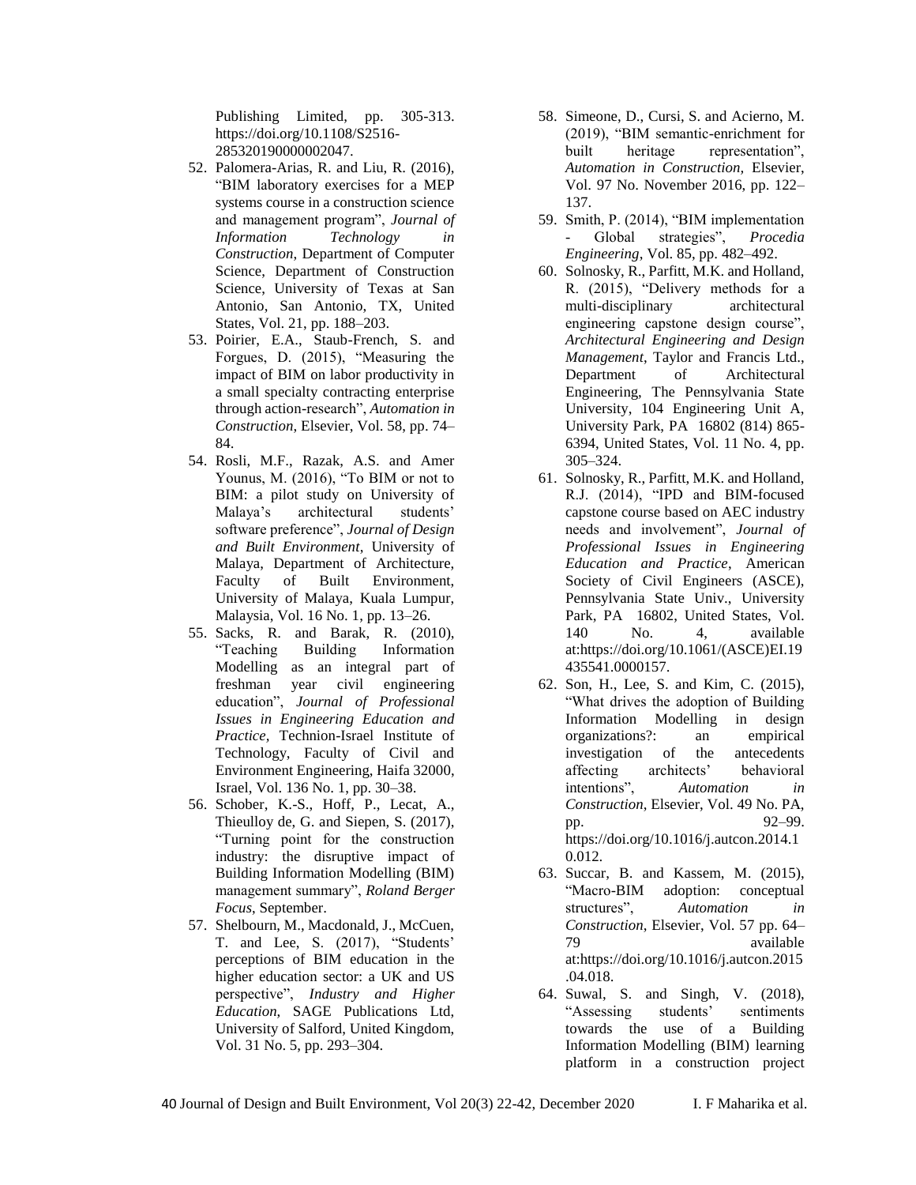Publishing Limited, pp. 305-313. https://doi.org/10.1108/S2516-285320190000002047.

52. Palomera-Arias, R. and Liu, R. (2016), "BIM laboratory exercises for a MEP systems course in a construction science and management program", *Journal of Information Technology in Construction*, Department of Computer Science, Department of Construction Science, University of Texas at San Antonio, San Antonio, TX, United States, Vol. 21, pp. 188–203.
53. Poirier, E.A., Staub-French, S. and Forgues, D. (2015), "Measuring the impact of BIM on labor productivity in a small specialty contracting enterprise through action-research", *Automation in Construction*, Elsevier, Vol. 58, pp. 74–84.
54. Rosli, M.F., Razak, A.S. and Amer Younus, M. (2016), "To BIM or not to BIM: a pilot study on University of Malaya's architectural students' software preference", *Journal of Design and Built Environment*, University of Malaya, Department of Architecture, Faculty of Built Environment, University of Malaya, Kuala Lumpur, Malaysia, Vol. 16 No. 1, pp. 13–26.
55. Sacks, R. and Barak, R. (2010), "Teaching Building Information Modelling as an integral part of freshman year civil engineering education", *Journal of Professional Issues in Engineering Education and Practice*, Technion-Israel Institute of Technology, Faculty of Civil and Environment Engineering, Haifa 32000, Israel, Vol. 136 No. 1, pp. 30–38.
56. Schober, K.-S., Hoff, P., Lecat, A., Thieulloy de, G. and Siepen, S. (2017), "Turning point for the construction industry: the disruptive impact of Building Information Modelling (BIM) management summary", *Roland Berger Focus*, September.
57. Shelbourn, M., Macdonald, J., McCuen, T. and Lee, S. (2017), "Students' perceptions of BIM education in the higher education sector: a UK and US perspective", *Industry and Higher Education*, SAGE Publications Ltd, University of Salford, United Kingdom, Vol. 31 No. 5, pp. 293–304.
58. Simeone, D., Cursi, S. and Acierno, M. (2019), "BIM semantic-enrichment for built heritage representation", *Automation in Construction*, Elsevier, Vol. 97 No. November 2016, pp. 122–137.
59. Smith, P. (2014), "BIM implementation - Global strategies", *Procedia Engineering*, Vol. 85, pp. 482–492.
60. Solnosky, R., Parfitt, M.K. and Holland, R. (2015), "Delivery methods for a multi-disciplinary architectural engineering capstone design course", *Architectural Engineering and Design Management*, Taylor and Francis Ltd., Department of Architectural Engineering, The Pennsylvania State University, 104 Engineering Unit A, University Park, PA 16802 (814) 865-6394, United States, Vol. 11 No. 4, pp. 305–324.
61. Solnosky, R., Parfitt, M.K. and Holland, R.J. (2014), "IPD and BIM-focused capstone course based on AEC industry needs and involvement", *Journal of Professional Issues in Engineering Education and Practice*, American Society of Civil Engineers (ASCE), Pennsylvania State Univ., University Park, PA 16802, United States, Vol. 140 No. 4, available at:https://doi.org/10.1061/(ASCE)EI.1943541.0000157.
62. Son, H., Lee, S. and Kim, C. (2015), "What drives the adoption of Building Information Modelling in design organizations?: an empirical investigation of the antecedents affecting architects' behavioral intentions", *Automation in Construction*, Elsevier, Vol. 49 No. PA, pp. 92–99. https://doi.org/10.1016/j.autcon.2014.10.012.
63. Succar, B. and Kassem, M. (2015), "Macro-BIM adoption: conceptual structures", *Automation in Construction*, Elsevier, Vol. 57 pp. 64–79 available at:https://doi.org/10.1016/j.autcon.2015.04.018.
64. Suwal, S. and Singh, V. (2018), "Assessing students' sentiments towards the use of a Building Information Modelling (BIM) learning platform in a construction project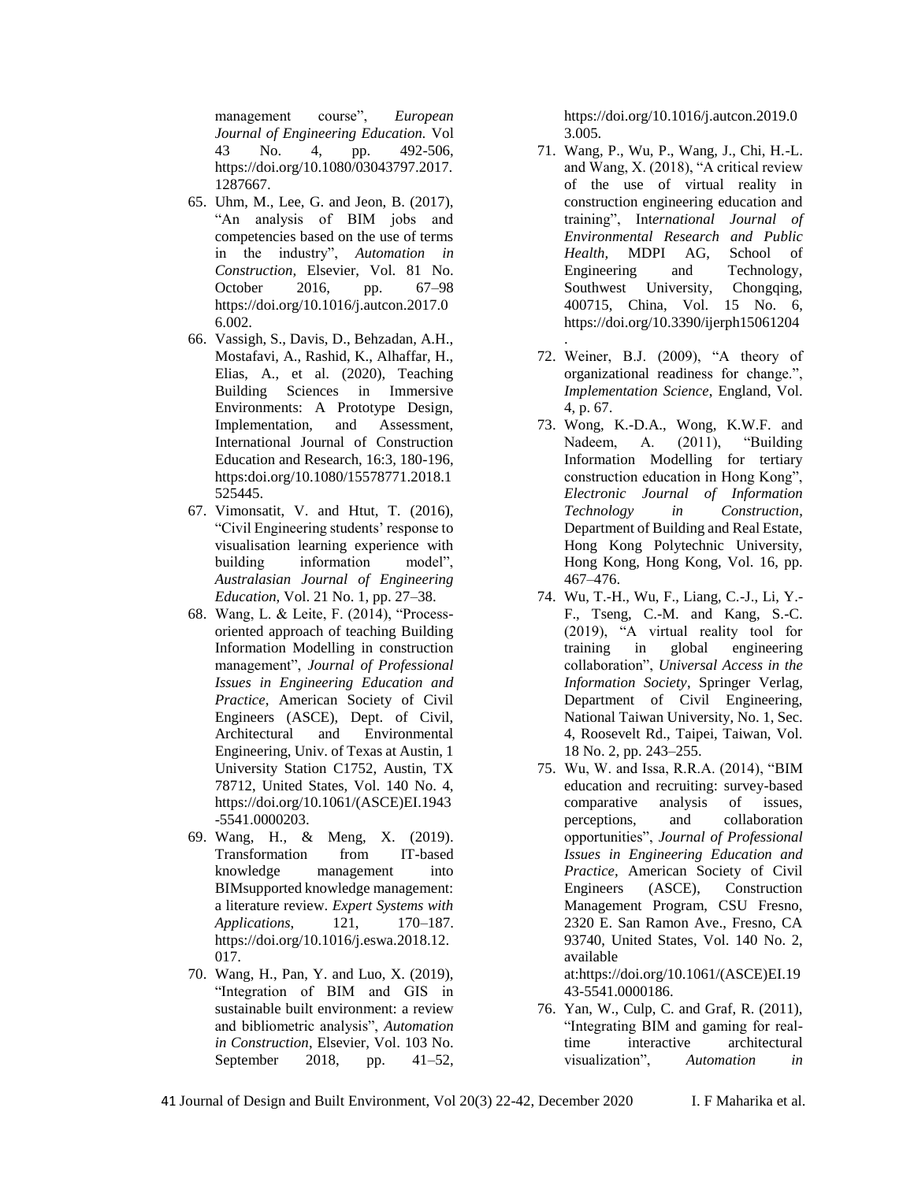management course", *European Journal of Engineering Education.* Vol 43 No. 4, pp. 492-506, https://doi.org/10.1080/03043797.2017.1287667.

65. Uhm, M., Lee, G. and Jeon, B. (2017), "An analysis of BIM jobs and competencies based on the use of terms in the industry", *Automation in Construction*, Elsevier, Vol. 81 No. October 2016, pp. 67–98 https://doi.org/10.1016/j.autcon.2017.06.002.
66. Vassigh, S., Davis, D., Behzadan, A.H., Mostafavi, A., Rashid, K., Alhaffar, H., Elias, A., et al. (2020), Teaching Building Sciences in Immersive Environments: A Prototype Design, Implementation, and Assessment, International Journal of Construction Education and Research, 16:3, 180-196, https:doi.org/10.1080/15578771.2018.1525445.
67. Vimonsatit, V. and Htut, T. (2016), "Civil Engineering students' response to visualisation learning experience with building information model", *Australasian Journal of Engineering Education*, Vol. 21 No. 1, pp. 27–38.
68. Wang, L. & Leite, F. (2014), "Process-oriented approach of teaching Building Information Modelling in construction management", *Journal of Professional Issues in Engineering Education and Practice*, American Society of Civil Engineers (ASCE), Dept. of Civil, Architectural and Environmental Engineering, Univ. of Texas at Austin, 1 University Station C1752, Austin, TX 78712, United States, Vol. 140 No. 4, https://doi.org/10.1061/(ASCE)EI.1943-5541.0000203.
69. Wang, H., & Meng, X. (2019). Transformation from IT-based knowledge management into BIMsupported knowledge management: a literature review. *Expert Systems with Applications*, 121, 170–187. https://doi.org/10.1016/j.eswa.2018.12.017.
70. Wang, H., Pan, Y. and Luo, X. (2019), "Integration of BIM and GIS in sustainable built environment: a review and bibliometric analysis", *Automation in Construction*, Elsevier, Vol. 103 No. September 2018, pp. 41–52, https://doi.org/10.1016/j.autcon.2019.03.005.
71. Wang, P., Wu, P., Wang, J., Chi, H.-L. and Wang, X. (2018), "A critical review of the use of virtual reality in construction engineering education and training", *International Journal of Environmental Research and Public Health*, MDPI AG, School of Engineering and Technology, Southwest University, Chongqing, 400715, China, Vol. 15 No. 6, https://doi.org/10.3390/ijerph15061204.
72. Weiner, B.J. (2009), "A theory of organizational readiness for change.", *Implementation Science*, England, Vol. 4, p. 67.
73. Wong, K.-D.A., Wong, K.W.F. and Nadeem, A. (2011), "Building Information Modelling for tertiary construction education in Hong Kong", *Electronic Journal of Information Technology in Construction*, Department of Building and Real Estate, Hong Kong Polytechnic University, Hong Kong, Hong Kong, Vol. 16, pp. 467–476.
74. Wu, T.-H., Wu, F., Liang, C.-J., Li, Y.-F., Tseng, C.-M. and Kang, S.-C. (2019), "A virtual reality tool for training in global engineering collaboration", *Universal Access in the Information Society*, Springer Verlag, Department of Civil Engineering, National Taiwan University, No. 1, Sec. 4, Roosevelt Rd., Taipei, Taiwan, Vol. 18 No. 2, pp. 243–255.
75. Wu, W. and Issa, R.R.A. (2014), "BIM education and recruiting: survey-based comparative analysis of issues, perceptions, and collaboration opportunities", *Journal of Professional Issues in Engineering Education and Practice*, American Society of Civil Engineers (ASCE), Construction Management Program, CSU Fresno, 2320 E. San Ramon Ave., Fresno, CA 93740, United States, Vol. 140 No. 2, available at:https://doi.org/10.1061/(ASCE)EI.1943-5541.0000186.
76. Yan, W., Culp, C. and Graf, R. (2011), "Integrating BIM and gaming for real-time interactive architectural visualization", *Automation in*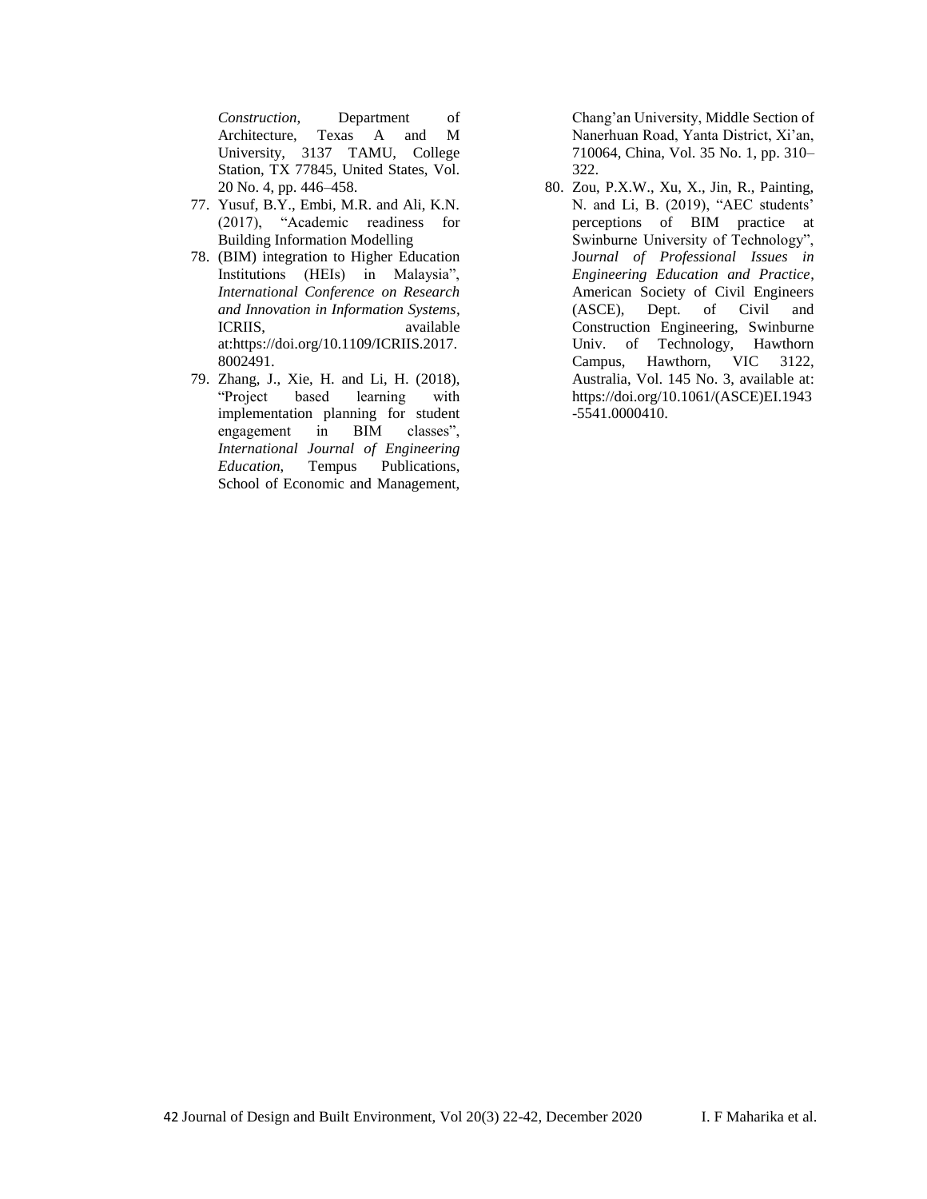*Construction*, Department of Architecture, Texas A and M University, 3137 TAMU, College Station, TX 77845, United States, Vol. 20 No. 4, pp. 446–458.

77. Yusuf, B.Y., Embi, M.R. and Ali, K.N. (2017), "Academic readiness for Building Information Modelling
78. (BIM) integration to Higher Education Institutions (HEIs) in Malaysia", *International Conference on Research and Innovation in Information Systems*, ICRIIS, available at:https://doi.org/10.1109/ICRIIS.2017.8002491.
79. Zhang, J., Xie, H. and Li, H. (2018), "Project based learning with implementation planning for student engagement in BIM classes", *International Journal of Engineering Education*, Tempus Publications, School of Economic and Management, Chang'an University, Middle Section of Nanerhuan Road, Yanta District, Xi'an, 710064, China, Vol. 35 No. 1, pp. 310–322.
80. Zou, P.X.W., Xu, X., Jin, R., Painting, N. and Li, B. (2019), "AEC students' perceptions of BIM practice at Swinburne University of Technology", *Journal of Professional Issues in Engineering Education and Practice*, American Society of Civil Engineers (ASCE), Dept. of Civil and Construction Engineering, Swinburne Univ. of Technology, Hawthorn Campus, Hawthorn, VIC 3122, Australia, Vol. 145 No. 3, available at: https://doi.org/10.1061/(ASCE)EI.1943-5541.0000410.